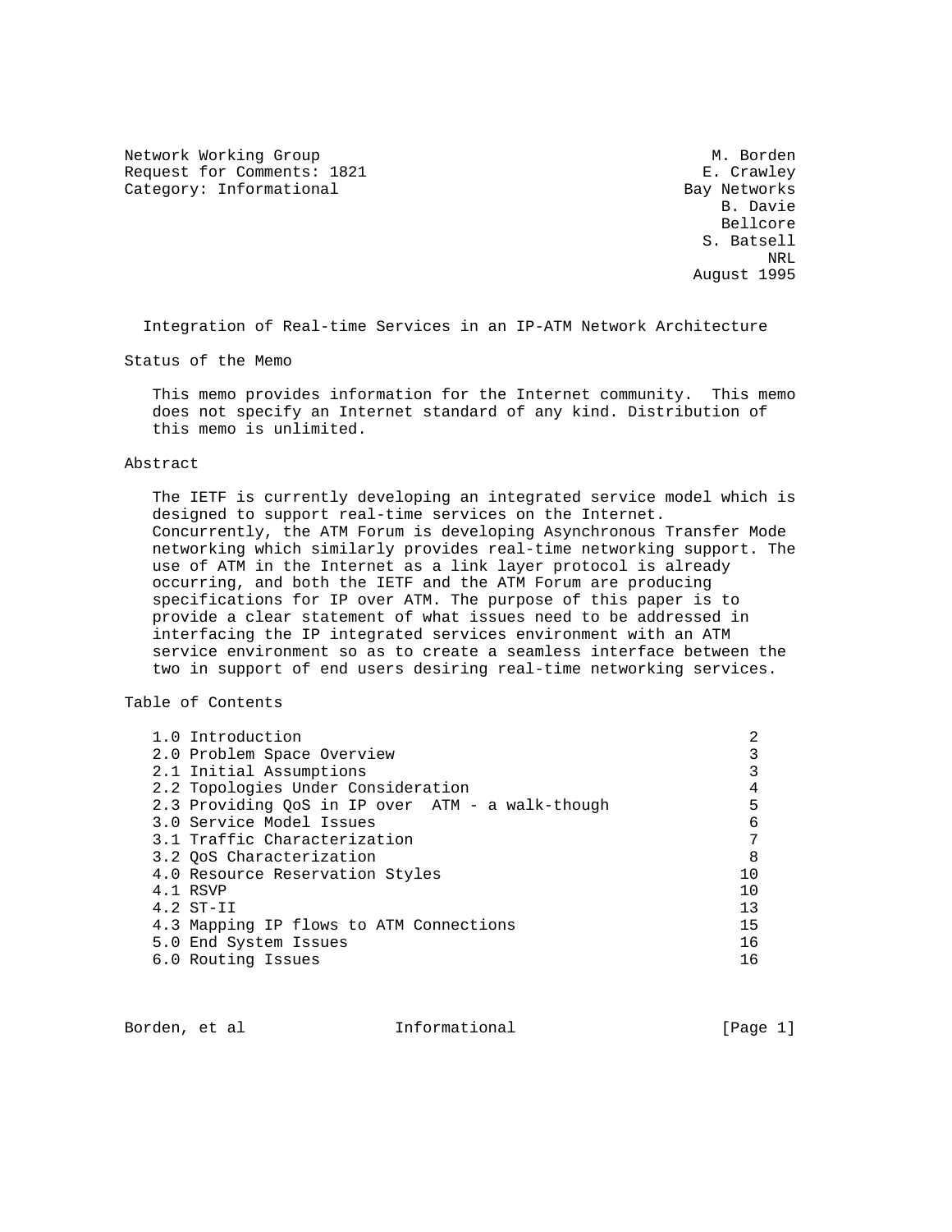Network Working Group — M. Borden
Request for Comments: 1821 — E. Crawley
Category: Informational — Bay Networks

B. Davie
Bellcore
S. Batsell
NRL
August 1995

# Integration of Real-time Services in an IP-ATM Network Architecture

## Status of the Memo

This memo provides information for the Internet community. This memo does not specify an Internet standard of any kind. Distribution of this memo is unlimited.

## Abstract

The IETF is currently developing an integrated service model which is designed to support real-time services on the Internet. Concurrently, the ATM Forum is developing Asynchronous Transfer Mode networking which similarly provides real-time networking support. The use of ATM in the Internet as a link layer protocol is already occurring, and both the IETF and the ATM Forum are producing specifications for IP over ATM. The purpose of this paper is to provide a clear statement of what issues need to be addressed in interfacing the IP integrated services environment with an ATM service environment so as to create a seamless interface between the two in support of end users desiring real-time networking services.

## Table of Contents

| Section | Page |
|---|---|
| 1.0 Introduction | 2 |
| 2.0 Problem Space Overview | 3 |
| 2.1 Initial Assumptions | 3 |
| 2.2 Topologies Under Consideration | 4 |
| 2.3 Providing QoS in IP over ATM - a walk-though | 5 |
| 3.0 Service Model Issues | 6 |
| 3.1 Traffic Characterization | 7 |
| 3.2 QoS Characterization | 8 |
| 4.0 Resource Reservation Styles | 10 |
| 4.1 RSVP | 10 |
| 4.2 ST-II | 13 |
| 4.3 Mapping IP flows to ATM Connections | 15 |
| 5.0 End System Issues | 16 |
| 6.0 Routing Issues | 16 |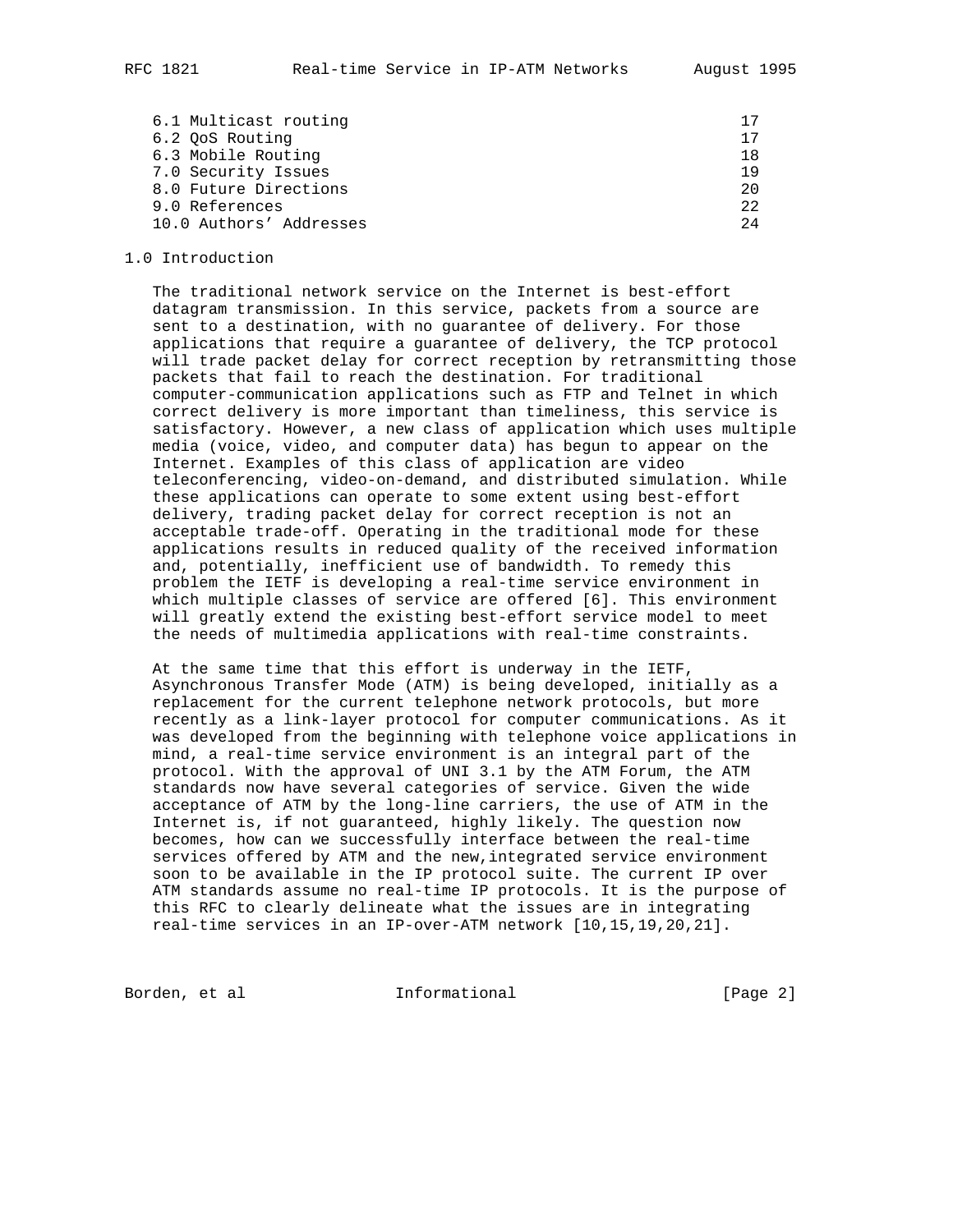| | |
|---|---|
| 6.1 Multicast routing | 17 |
| 6.2 QoS Routing | 17 |
| 6.3 Mobile Routing | 18 |
| 7.0 Security Issues | 19 |
| 8.0 Future Directions | 20 |
| 9.0 References | 22 |
| 10.0 Authors' Addresses | 24 |

## 1.0 Introduction

The traditional network service on the Internet is best-effort datagram transmission. In this service, packets from a source are sent to a destination, with no guarantee of delivery. For those applications that require a guarantee of delivery, the TCP protocol will trade packet delay for correct reception by retransmitting those packets that fail to reach the destination. For traditional computer-communication applications such as FTP and Telnet in which correct delivery is more important than timeliness, this service is satisfactory. However, a new class of application which uses multiple media (voice, video, and computer data) has begun to appear on the Internet. Examples of this class of application are video teleconferencing, video-on-demand, and distributed simulation. While these applications can operate to some extent using best-effort delivery, trading packet delay for correct reception is not an acceptable trade-off. Operating in the traditional mode for these applications results in reduced quality of the received information and, potentially, inefficient use of bandwidth. To remedy this problem the IETF is developing a real-time service environment in which multiple classes of service are offered [6]. This environment will greatly extend the existing best-effort service model to meet the needs of multimedia applications with real-time constraints.

At the same time that this effort is underway in the IETF, Asynchronous Transfer Mode (ATM) is being developed, initially as a replacement for the current telephone network protocols, but more recently as a link-layer protocol for computer communications. As it was developed from the beginning with telephone voice applications in mind, a real-time service environment is an integral part of the protocol. With the approval of UNI 3.1 by the ATM Forum, the ATM standards now have several categories of service. Given the wide acceptance of ATM by the long-line carriers, the use of ATM in the Internet is, if not guaranteed, highly likely. The question now becomes, how can we successfully interface between the real-time services offered by ATM and the new,integrated service environment soon to be available in the IP protocol suite. The current IP over ATM standards assume no real-time IP protocols. It is the purpose of this RFC to clearly delineate what the issues are in integrating real-time services in an IP-over-ATM network [10,15,19,20,21].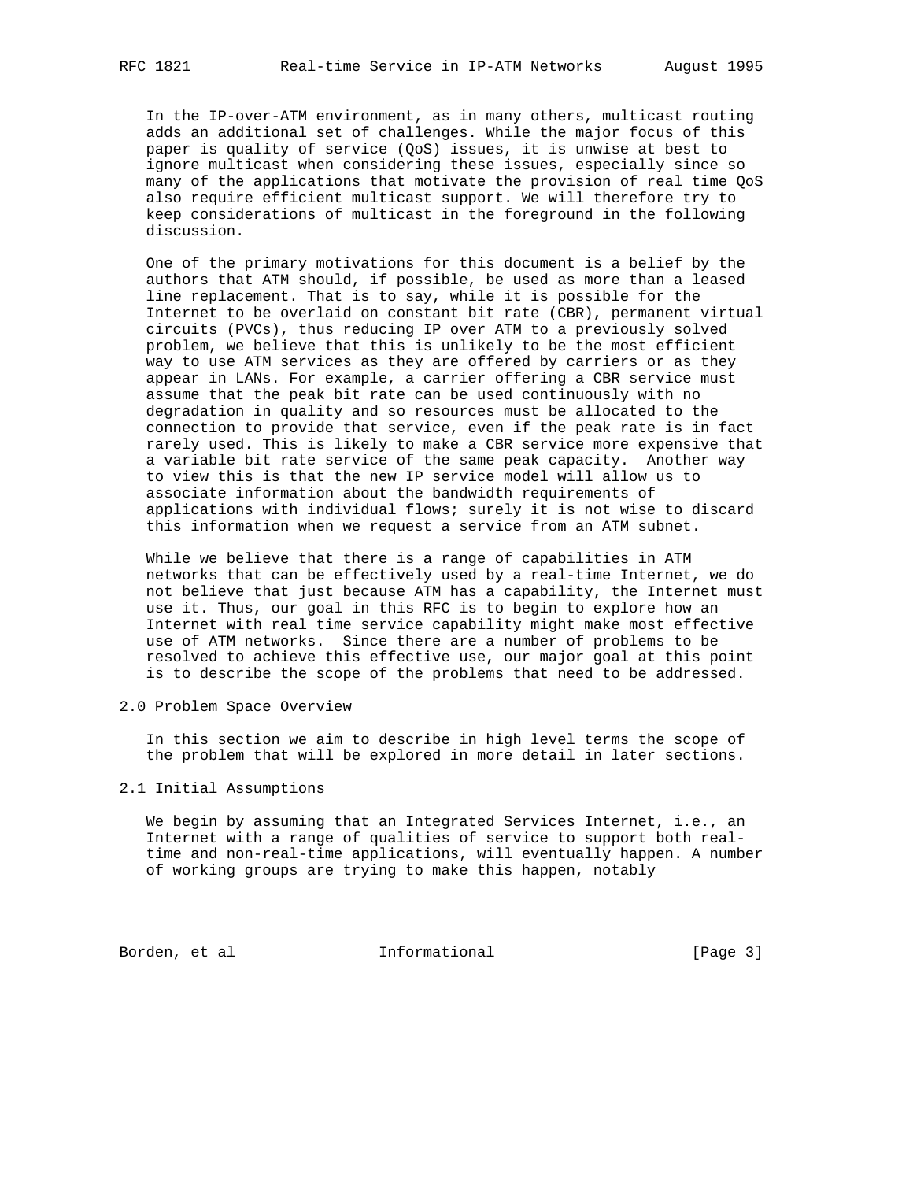In the IP-over-ATM environment, as in many others, multicast routing adds an additional set of challenges. While the major focus of this paper is quality of service (QoS) issues, it is unwise at best to ignore multicast when considering these issues, especially since so many of the applications that motivate the provision of real time QoS also require efficient multicast support. We will therefore try to keep considerations of multicast in the foreground in the following discussion.

One of the primary motivations for this document is a belief by the authors that ATM should, if possible, be used as more than a leased line replacement. That is to say, while it is possible for the Internet to be overlaid on constant bit rate (CBR), permanent virtual circuits (PVCs), thus reducing IP over ATM to a previously solved problem, we believe that this is unlikely to be the most efficient way to use ATM services as they are offered by carriers or as they appear in LANs. For example, a carrier offering a CBR service must assume that the peak bit rate can be used continuously with no degradation in quality and so resources must be allocated to the connection to provide that service, even if the peak rate is in fact rarely used. This is likely to make a CBR service more expensive that a variable bit rate service of the same peak capacity. Another way to view this is that the new IP service model will allow us to associate information about the bandwidth requirements of applications with individual flows; surely it is not wise to discard this information when we request a service from an ATM subnet.

While we believe that there is a range of capabilities in ATM networks that can be effectively used by a real-time Internet, we do not believe that just because ATM has a capability, the Internet must use it. Thus, our goal in this RFC is to begin to explore how an Internet with real time service capability might make most effective use of ATM networks. Since there are a number of problems to be resolved to achieve this effective use, our major goal at this point is to describe the scope of the problems that need to be addressed.

## 2.0 Problem Space Overview

In this section we aim to describe in high level terms the scope of the problem that will be explored in more detail in later sections.

### 2.1 Initial Assumptions

We begin by assuming that an Integrated Services Internet, i.e., an Internet with a range of qualities of service to support both real-time and non-real-time applications, will eventually happen. A number of working groups are trying to make this happen, notably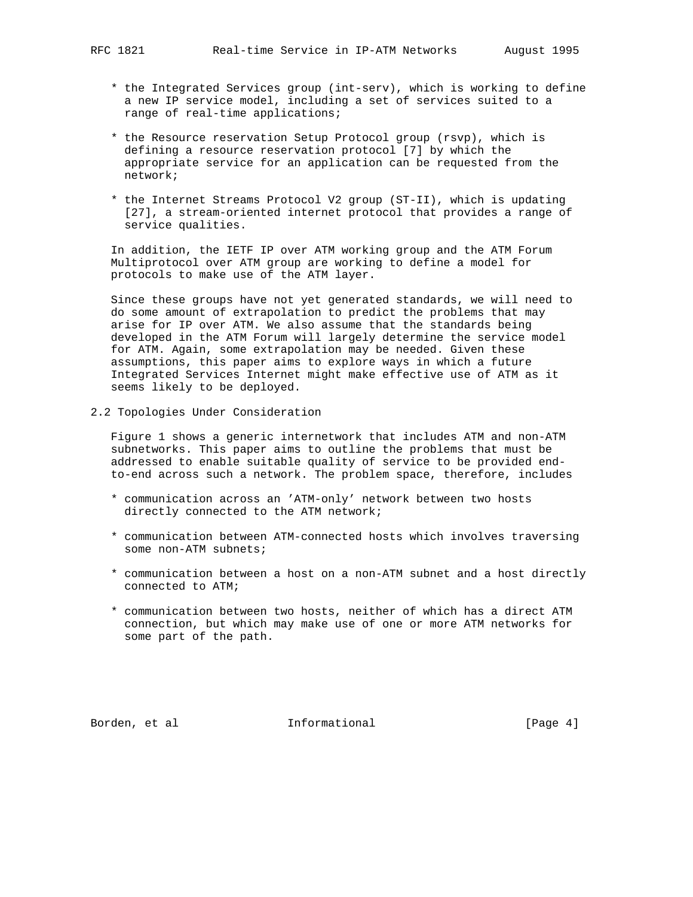* the Integrated Services group (int-serv), which is working to define a new IP service model, including a set of services suited to a range of real-time applications;

* the Resource reservation Setup Protocol group (rsvp), which is defining a resource reservation protocol [7] by which the appropriate service for an application can be requested from the network;

* the Internet Streams Protocol V2 group (ST-II), which is updating [27], a stream-oriented internet protocol that provides a range of service qualities.

In addition, the IETF IP over ATM working group and the ATM Forum Multiprotocol over ATM group are working to define a model for protocols to make use of the ATM layer.

Since these groups have not yet generated standards, we will need to do some amount of extrapolation to predict the problems that may arise for IP over ATM. We also assume that the standards being developed in the ATM Forum will largely determine the service model for ATM. Again, some extrapolation may be needed. Given these assumptions, this paper aims to explore ways in which a future Integrated Services Internet might make effective use of ATM as it seems likely to be deployed.

## 2.2 Topologies Under Consideration

Figure 1 shows a generic internetwork that includes ATM and non-ATM subnetworks. This paper aims to outline the problems that must be addressed to enable suitable quality of service to be provided end-to-end across such a network. The problem space, therefore, includes

* communication across an 'ATM-only' network between two hosts directly connected to the ATM network;

* communication between ATM-connected hosts which involves traversing some non-ATM subnets;

* communication between a host on a non-ATM subnet and a host directly connected to ATM;

* communication between two hosts, neither of which has a direct ATM connection, but which may make use of one or more ATM networks for some part of the path.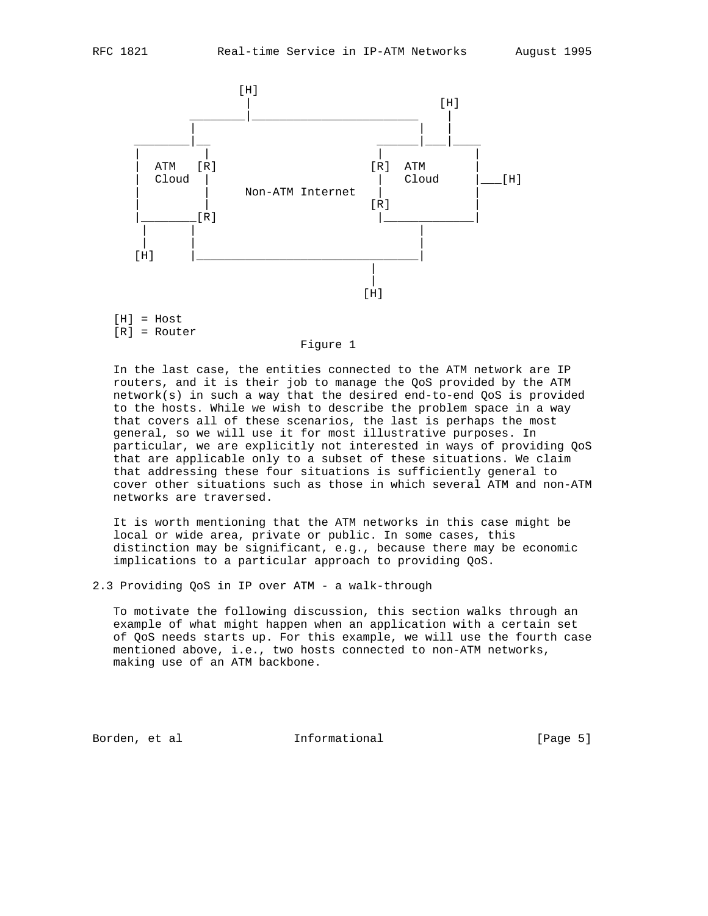```
                   [H]
                    |                         [H]
               _____|_______________________   |
              |                             |  |
      ________|__                    _______|__|____
     |           |                  |               |
     |  ATM   [R]                  [R]  ATM         |
     |  Cloud  |                    |   Cloud       |___[H]
     |         |    Non-ATM Internet|               |
     |         |                   [R]              |
     |________[R]                   |_______________|
      |       |                             |
      |       |                             |
     [H]      |_____________________________|
                                   |
                                   |
                                  [H]

   [H] = Host
   [R] = Router
```

Figure 1

In the last case, the entities connected to the ATM network are IP routers, and it is their job to manage the QoS provided by the ATM network(s) in such a way that the desired end-to-end QoS is provided to the hosts. While we wish to describe the problem space in a way that covers all of these scenarios, the last is perhaps the most general, so we will use it for most illustrative purposes. In particular, we are explicitly not interested in ways of providing QoS that are applicable only to a subset of these situations. We claim that addressing these four situations is sufficiently general to cover other situations such as those in which several ATM and non-ATM networks are traversed.

It is worth mentioning that the ATM networks in this case might be local or wide area, private or public. In some cases, this distinction may be significant, e.g., because there may be economic implications to a particular approach to providing QoS.

## 2.3 Providing QoS in IP over ATM - a walk-through

To motivate the following discussion, this section walks through an example of what might happen when an application with a certain set of QoS needs starts up. For this example, we will use the fourth case mentioned above, i.e., two hosts connected to non-ATM networks, making use of an ATM backbone.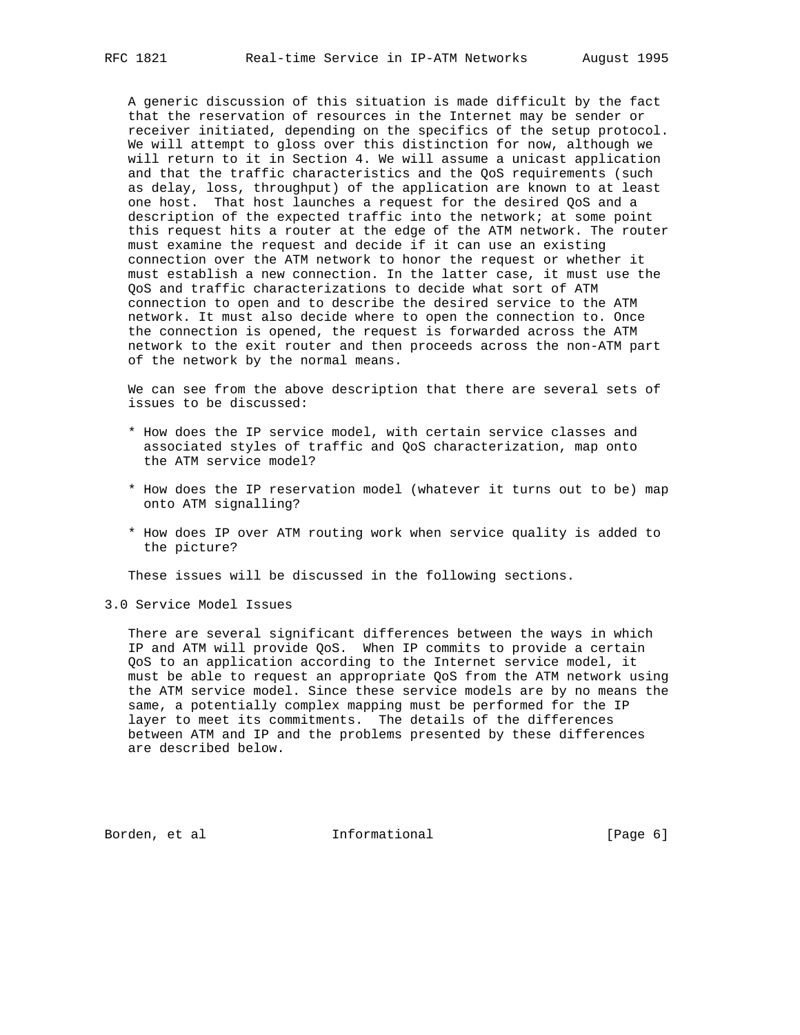A generic discussion of this situation is made difficult by the fact that the reservation of resources in the Internet may be sender or receiver initiated, depending on the specifics of the setup protocol. We will attempt to gloss over this distinction for now, although we will return to it in Section 4. We will assume a unicast application and that the traffic characteristics and the QoS requirements (such as delay, loss, throughput) of the application are known to at least one host. That host launches a request for the desired QoS and a description of the expected traffic into the network; at some point this request hits a router at the edge of the ATM network. The router must examine the request and decide if it can use an existing connection over the ATM network to honor the request or whether it must establish a new connection. In the latter case, it must use the QoS and traffic characterizations to decide what sort of ATM connection to open and to describe the desired service to the ATM network. It must also decide where to open the connection to. Once the connection is opened, the request is forwarded across the ATM network to the exit router and then proceeds across the non-ATM part of the network by the normal means.

We can see from the above description that there are several sets of issues to be discussed:

* How does the IP service model, with certain service classes and associated styles of traffic and QoS characterization, map onto the ATM service model?

* How does the IP reservation model (whatever it turns out to be) map onto ATM signalling?

* How does IP over ATM routing work when service quality is added to the picture?

These issues will be discussed in the following sections.

## 3.0 Service Model Issues

There are several significant differences between the ways in which IP and ATM will provide QoS. When IP commits to provide a certain QoS to an application according to the Internet service model, it must be able to request an appropriate QoS from the ATM network using the ATM service model. Since these service models are by no means the same, a potentially complex mapping must be performed for the IP layer to meet its commitments. The details of the differences between ATM and IP and the problems presented by these differences are described below.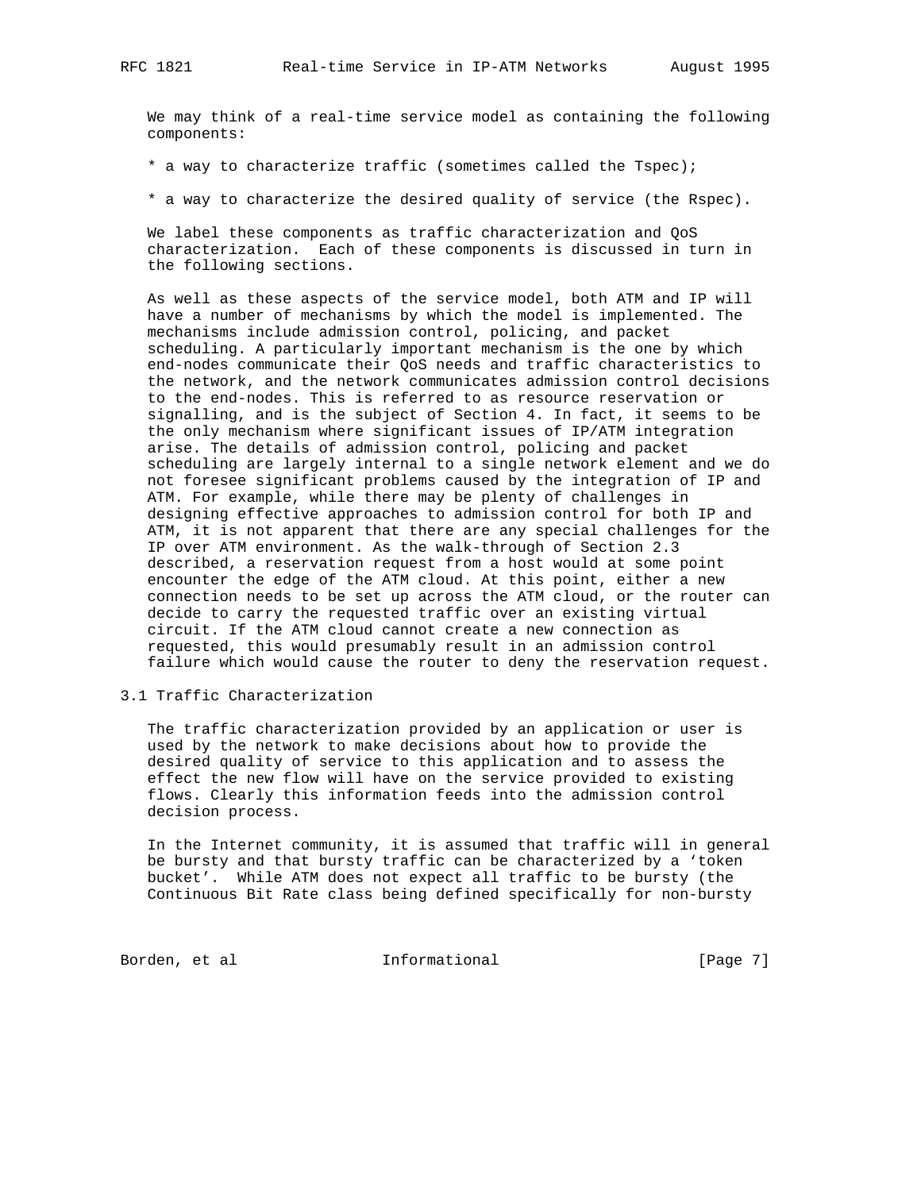We may think of a real-time service model as containing the following components:

* a way to characterize traffic (sometimes called the Tspec);
* a way to characterize the desired quality of service (the Rspec).

We label these components as traffic characterization and QoS characterization. Each of these components is discussed in turn in the following sections.

As well as these aspects of the service model, both ATM and IP will have a number of mechanisms by which the model is implemented. The mechanisms include admission control, policing, and packet scheduling. A particularly important mechanism is the one by which end-nodes communicate their QoS needs and traffic characteristics to the network, and the network communicates admission control decisions to the end-nodes. This is referred to as resource reservation or signalling, and is the subject of Section 4. In fact, it seems to be the only mechanism where significant issues of IP/ATM integration arise. The details of admission control, policing and packet scheduling are largely internal to a single network element and we do not foresee significant problems caused by the integration of IP and ATM. For example, while there may be plenty of challenges in designing effective approaches to admission control for both IP and ATM, it is not apparent that there are any special challenges for the IP over ATM environment. As the walk-through of Section 2.3 described, a reservation request from a host would at some point encounter the edge of the ATM cloud. At this point, either a new connection needs to be set up across the ATM cloud, or the router can decide to carry the requested traffic over an existing virtual circuit. If the ATM cloud cannot create a new connection as requested, this would presumably result in an admission control failure which would cause the router to deny the reservation request.

## 3.1 Traffic Characterization

The traffic characterization provided by an application or user is used by the network to make decisions about how to provide the desired quality of service to this application and to assess the effect the new flow will have on the service provided to existing flows. Clearly this information feeds into the admission control decision process.

In the Internet community, it is assumed that traffic will in general be bursty and that bursty traffic can be characterized by a 'token bucket'. While ATM does not expect all traffic to be bursty (the Continuous Bit Rate class being defined specifically for non-bursty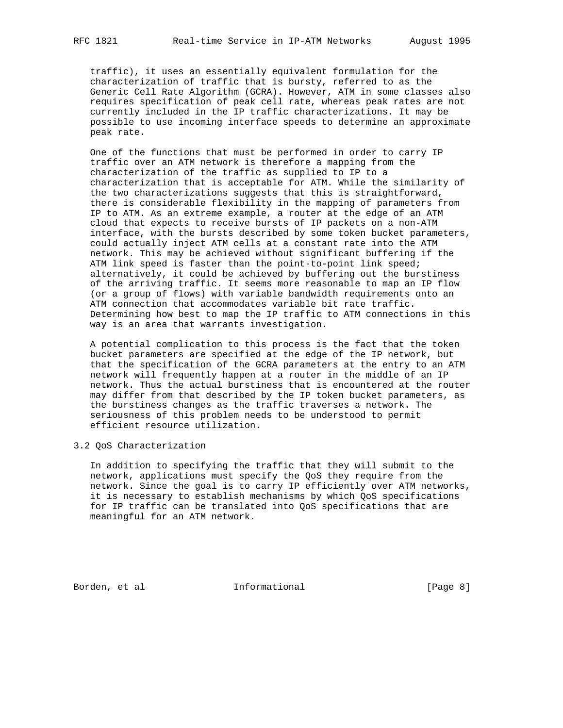traffic), it uses an essentially equivalent formulation for the characterization of traffic that is bursty, referred to as the Generic Cell Rate Algorithm (GCRA). However, ATM in some classes also requires specification of peak cell rate, whereas peak rates are not currently included in the IP traffic characterizations. It may be possible to use incoming interface speeds to determine an approximate peak rate.

One of the functions that must be performed in order to carry IP traffic over an ATM network is therefore a mapping from the characterization of the traffic as supplied to IP to a characterization that is acceptable for ATM. While the similarity of the two characterizations suggests that this is straightforward, there is considerable flexibility in the mapping of parameters from IP to ATM. As an extreme example, a router at the edge of an ATM cloud that expects to receive bursts of IP packets on a non-ATM interface, with the bursts described by some token bucket parameters, could actually inject ATM cells at a constant rate into the ATM network. This may be achieved without significant buffering if the ATM link speed is faster than the point-to-point link speed; alternatively, it could be achieved by buffering out the burstiness of the arriving traffic. It seems more reasonable to map an IP flow (or a group of flows) with variable bandwidth requirements onto an ATM connection that accommodates variable bit rate traffic. Determining how best to map the IP traffic to ATM connections in this way is an area that warrants investigation.

A potential complication to this process is the fact that the token bucket parameters are specified at the edge of the IP network, but that the specification of the GCRA parameters at the entry to an ATM network will frequently happen at a router in the middle of an IP network. Thus the actual burstiness that is encountered at the router may differ from that described by the IP token bucket parameters, as the burstiness changes as the traffic traverses a network. The seriousness of this problem needs to be understood to permit efficient resource utilization.

### 3.2 QoS Characterization

In addition to specifying the traffic that they will submit to the network, applications must specify the QoS they require from the network. Since the goal is to carry IP efficiently over ATM networks, it is necessary to establish mechanisms by which QoS specifications for IP traffic can be translated into QoS specifications that are meaningful for an ATM network.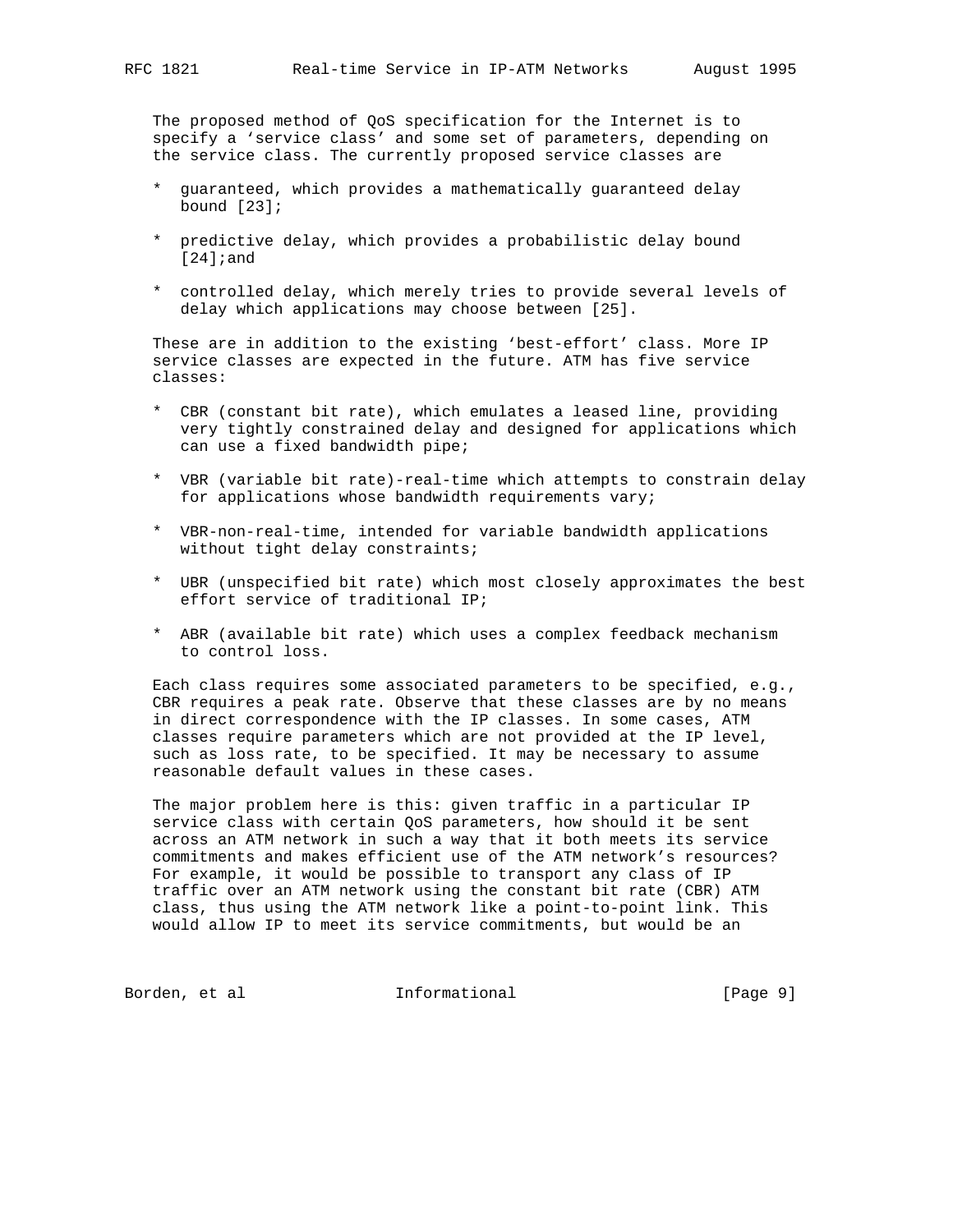The proposed method of QoS specification for the Internet is to specify a 'service class' and some set of parameters, depending on the service class. The currently proposed service classes are

* guaranteed, which provides a mathematically guaranteed delay bound [23];

* predictive delay, which provides a probabilistic delay bound [24];and

* controlled delay, which merely tries to provide several levels of delay which applications may choose between [25].

These are in addition to the existing 'best-effort' class. More IP service classes are expected in the future. ATM has five service classes:

* CBR (constant bit rate), which emulates a leased line, providing very tightly constrained delay and designed for applications which can use a fixed bandwidth pipe;

* VBR (variable bit rate)-real-time which attempts to constrain delay for applications whose bandwidth requirements vary;

* VBR-non-real-time, intended for variable bandwidth applications without tight delay constraints;

* UBR (unspecified bit rate) which most closely approximates the best effort service of traditional IP;

* ABR (available bit rate) which uses a complex feedback mechanism to control loss.

Each class requires some associated parameters to be specified, e.g., CBR requires a peak rate. Observe that these classes are by no means in direct correspondence with the IP classes. In some cases, ATM classes require parameters which are not provided at the IP level, such as loss rate, to be specified. It may be necessary to assume reasonable default values in these cases.

The major problem here is this: given traffic in a particular IP service class with certain QoS parameters, how should it be sent across an ATM network in such a way that it both meets its service commitments and makes efficient use of the ATM network's resources? For example, it would be possible to transport any class of IP traffic over an ATM network using the constant bit rate (CBR) ATM class, thus using the ATM network like a point-to-point link. This would allow IP to meet its service commitments, but would be an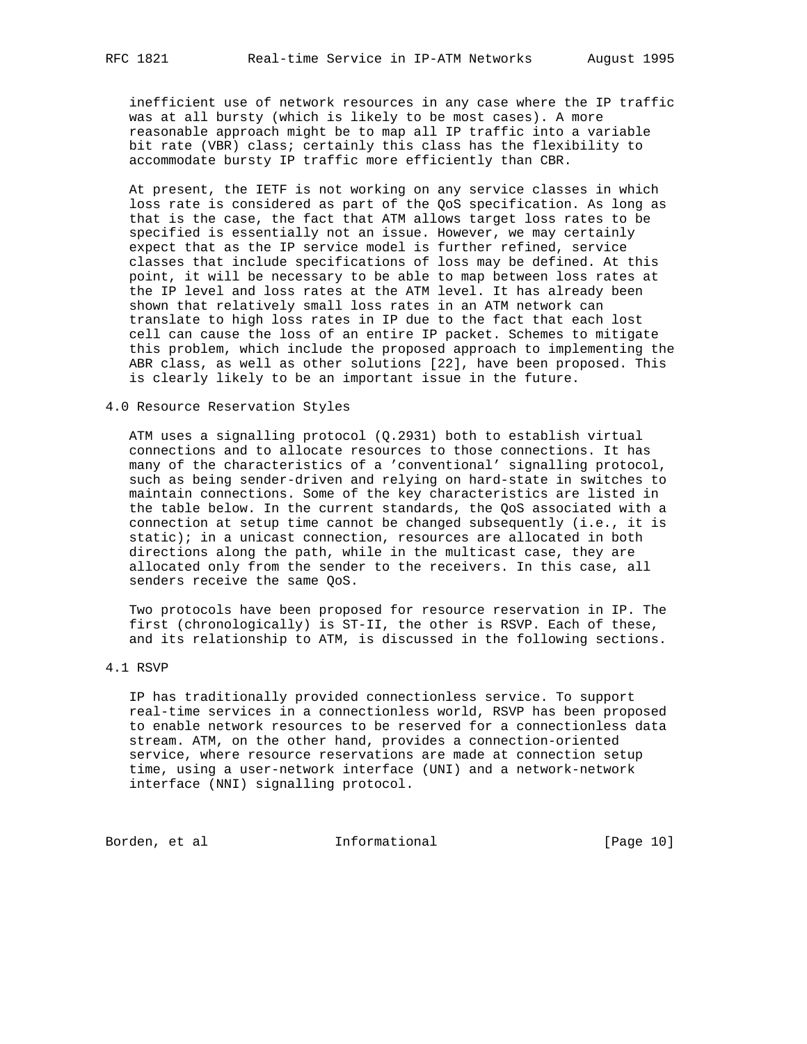inefficient use of network resources in any case where the IP traffic was at all bursty (which is likely to be most cases). A more reasonable approach might be to map all IP traffic into a variable bit rate (VBR) class; certainly this class has the flexibility to accommodate bursty IP traffic more efficiently than CBR.

At present, the IETF is not working on any service classes in which loss rate is considered as part of the QoS specification. As long as that is the case, the fact that ATM allows target loss rates to be specified is essentially not an issue. However, we may certainly expect that as the IP service model is further refined, service classes that include specifications of loss may be defined. At this point, it will be necessary to be able to map between loss rates at the IP level and loss rates at the ATM level. It has already been shown that relatively small loss rates in an ATM network can translate to high loss rates in IP due to the fact that each lost cell can cause the loss of an entire IP packet. Schemes to mitigate this problem, which include the proposed approach to implementing the ABR class, as well as other solutions [22], have been proposed. This is clearly likely to be an important issue in the future.

## 4.0 Resource Reservation Styles

ATM uses a signalling protocol (Q.2931) both to establish virtual connections and to allocate resources to those connections. It has many of the characteristics of a 'conventional' signalling protocol, such as being sender-driven and relying on hard-state in switches to maintain connections. Some of the key characteristics are listed in the table below. In the current standards, the QoS associated with a connection at setup time cannot be changed subsequently (i.e., it is static); in a unicast connection, resources are allocated in both directions along the path, while in the multicast case, they are allocated only from the sender to the receivers. In this case, all senders receive the same QoS.

Two protocols have been proposed for resource reservation in IP. The first (chronologically) is ST-II, the other is RSVP. Each of these, and its relationship to ATM, is discussed in the following sections.

### 4.1 RSVP

IP has traditionally provided connectionless service. To support real-time services in a connectionless world, RSVP has been proposed to enable network resources to be reserved for a connectionless data stream. ATM, on the other hand, provides a connection-oriented service, where resource reservations are made at connection setup time, using a user-network interface (UNI) and a network-network interface (NNI) signalling protocol.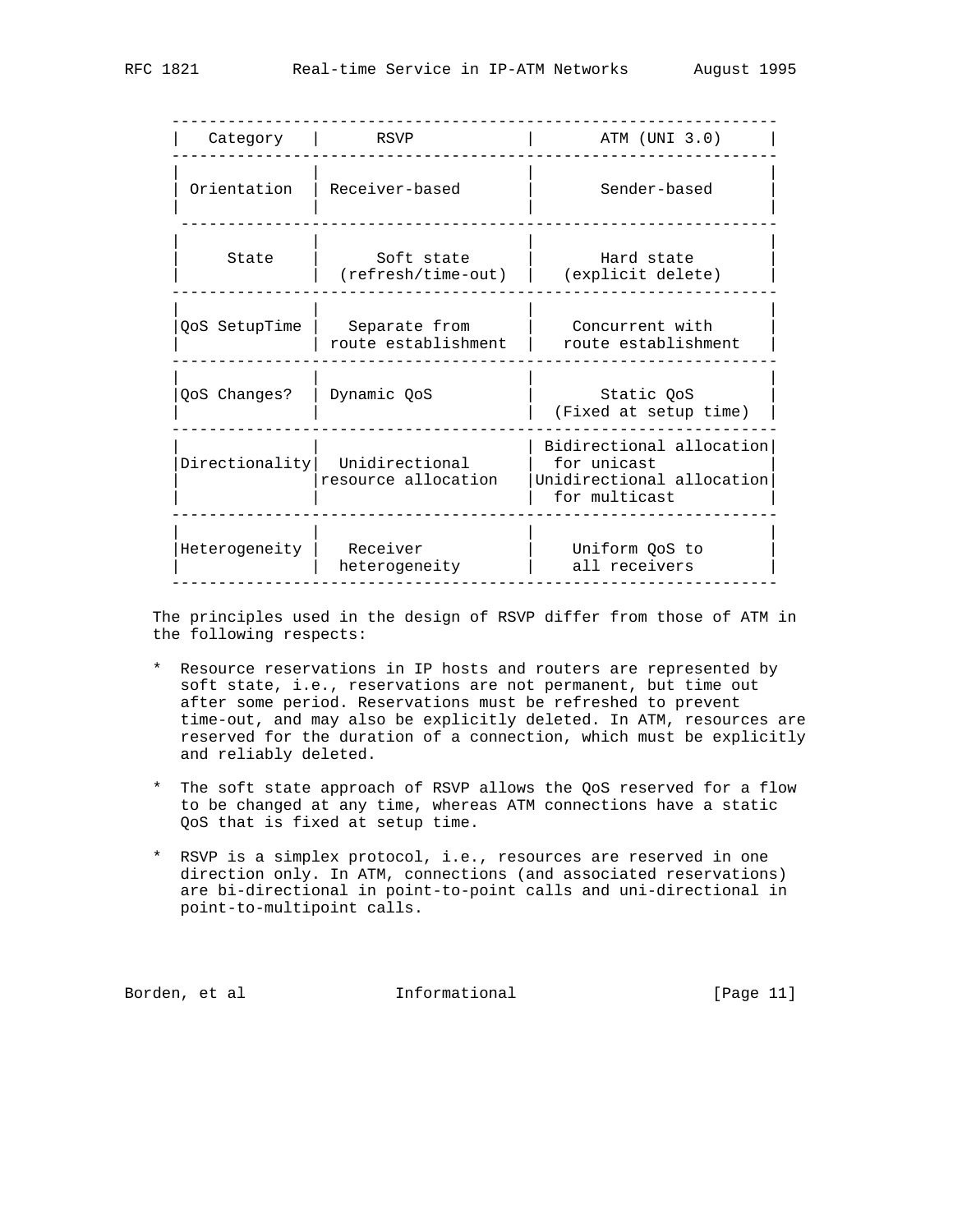| Category | RSVP | ATM (UNI 3.0) |
|---|---|---|
| Orientation | Receiver-based | Sender-based |
| State | Soft state (refresh/time-out) | Hard state (explicit delete) |
| QoS SetupTime | Separate from route establishment | Concurrent with route establishment |
| QoS Changes? | Dynamic QoS | Static QoS (Fixed at setup time) |
| Directionality | Unidirectional resource allocation | Bidirectional allocation for unicast Unidirectional allocation for multicast |
| Heterogeneity | Receiver heterogeneity | Uniform QoS to all receivers |

The principles used in the design of RSVP differ from those of ATM in the following respects:

* Resource reservations in IP hosts and routers are represented by soft state, i.e., reservations are not permanent, but time out after some period. Reservations must be refreshed to prevent time-out, and may also be explicitly deleted. In ATM, resources are reserved for the duration of a connection, which must be explicitly and reliably deleted.

* The soft state approach of RSVP allows the QoS reserved for a flow to be changed at any time, whereas ATM connections have a static QoS that is fixed at setup time.

* RSVP is a simplex protocol, i.e., resources are reserved in one direction only. In ATM, connections (and associated reservations) are bi-directional in point-to-point calls and uni-directional in point-to-multipoint calls.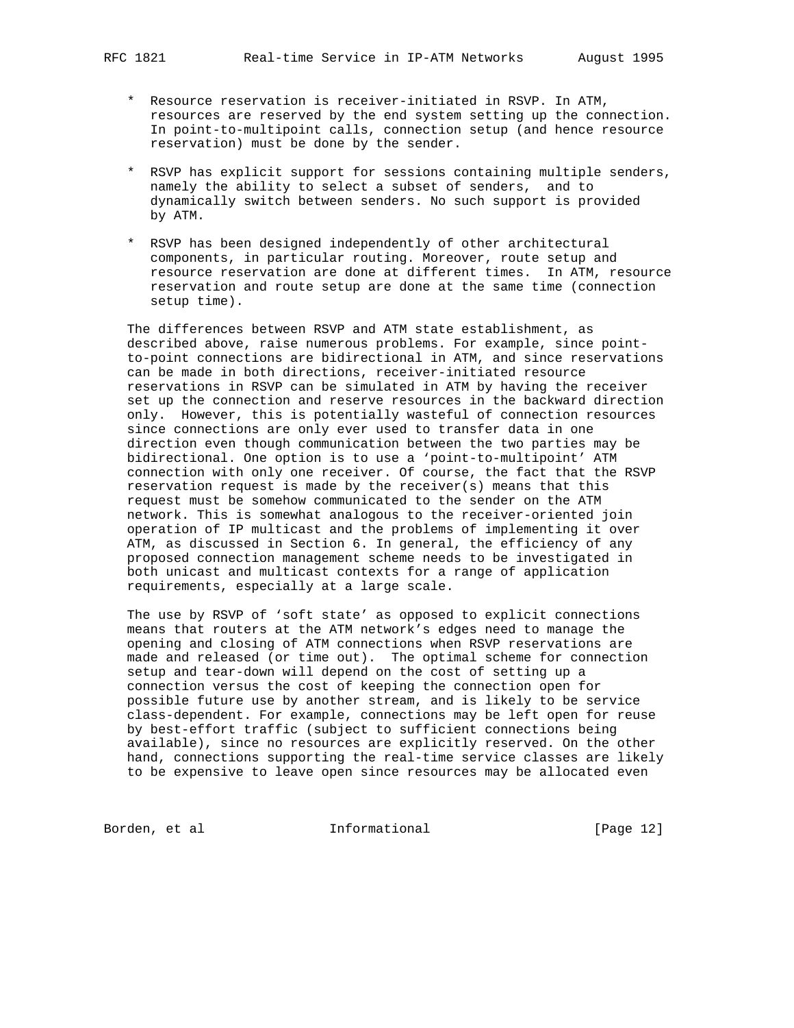* Resource reservation is receiver-initiated in RSVP. In ATM, resources are reserved by the end system setting up the connection. In point-to-multipoint calls, connection setup (and hence resource reservation) must be done by the sender.

* RSVP has explicit support for sessions containing multiple senders, namely the ability to select a subset of senders, and to dynamically switch between senders. No such support is provided by ATM.

* RSVP has been designed independently of other architectural components, in particular routing. Moreover, route setup and resource reservation are done at different times. In ATM, resource reservation and route setup are done at the same time (connection setup time).

The differences between RSVP and ATM state establishment, as described above, raise numerous problems. For example, since point-to-point connections are bidirectional in ATM, and since reservations can be made in both directions, receiver-initiated resource reservations in RSVP can be simulated in ATM by having the receiver set up the connection and reserve resources in the backward direction only. However, this is potentially wasteful of connection resources since connections are only ever used to transfer data in one direction even though communication between the two parties may be bidirectional. One option is to use a 'point-to-multipoint' ATM connection with only one receiver. Of course, the fact that the RSVP reservation request is made by the receiver(s) means that this request must be somehow communicated to the sender on the ATM network. This is somewhat analogous to the receiver-oriented join operation of IP multicast and the problems of implementing it over ATM, as discussed in Section 6. In general, the efficiency of any proposed connection management scheme needs to be investigated in both unicast and multicast contexts for a range of application requirements, especially at a large scale.

The use by RSVP of 'soft state' as opposed to explicit connections means that routers at the ATM network's edges need to manage the opening and closing of ATM connections when RSVP reservations are made and released (or time out). The optimal scheme for connection setup and tear-down will depend on the cost of setting up a connection versus the cost of keeping the connection open for possible future use by another stream, and is likely to be service class-dependent. For example, connections may be left open for reuse by best-effort traffic (subject to sufficient connections being available), since no resources are explicitly reserved. On the other hand, connections supporting the real-time service classes are likely to be expensive to leave open since resources may be allocated even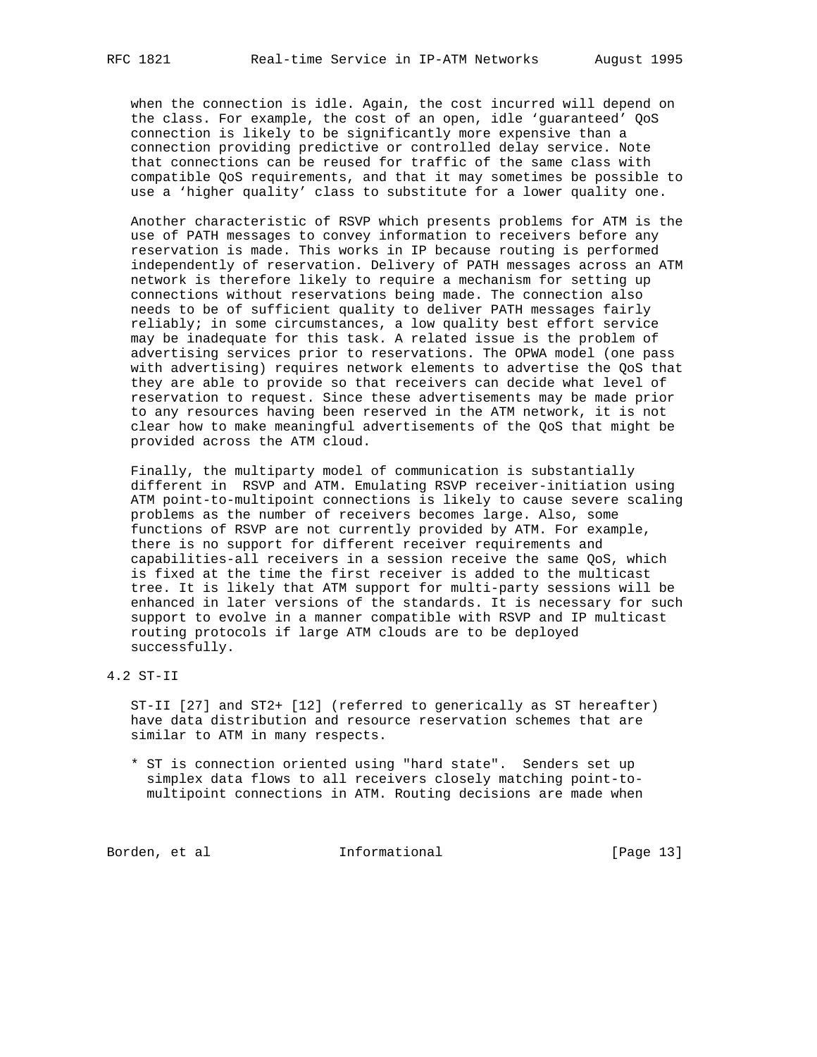when the connection is idle. Again, the cost incurred will depend on the class. For example, the cost of an open, idle 'guaranteed' QoS connection is likely to be significantly more expensive than a connection providing predictive or controlled delay service. Note that connections can be reused for traffic of the same class with compatible QoS requirements, and that it may sometimes be possible to use a 'higher quality' class to substitute for a lower quality one.

Another characteristic of RSVP which presents problems for ATM is the use of PATH messages to convey information to receivers before any reservation is made. This works in IP because routing is performed independently of reservation. Delivery of PATH messages across an ATM network is therefore likely to require a mechanism for setting up connections without reservations being made. The connection also needs to be of sufficient quality to deliver PATH messages fairly reliably; in some circumstances, a low quality best effort service may be inadequate for this task. A related issue is the problem of advertising services prior to reservations. The OPWA model (one pass with advertising) requires network elements to advertise the QoS that they are able to provide so that receivers can decide what level of reservation to request. Since these advertisements may be made prior to any resources having been reserved in the ATM network, it is not clear how to make meaningful advertisements of the QoS that might be provided across the ATM cloud.

Finally, the multiparty model of communication is substantially different in RSVP and ATM. Emulating RSVP receiver-initiation using ATM point-to-multipoint connections is likely to cause severe scaling problems as the number of receivers becomes large. Also, some functions of RSVP are not currently provided by ATM. For example, there is no support for different receiver requirements and capabilities-all receivers in a session receive the same QoS, which is fixed at the time the first receiver is added to the multicast tree. It is likely that ATM support for multi-party sessions will be enhanced in later versions of the standards. It is necessary for such support to evolve in a manner compatible with RSVP and IP multicast routing protocols if large ATM clouds are to be deployed successfully.

## 4.2 ST-II

ST-II [27] and ST2+ [12] (referred to generically as ST hereafter) have data distribution and resource reservation schemes that are similar to ATM in many respects.

* ST is connection oriented using "hard state". Senders set up simplex data flows to all receivers closely matching point-to-multipoint connections in ATM. Routing decisions are made when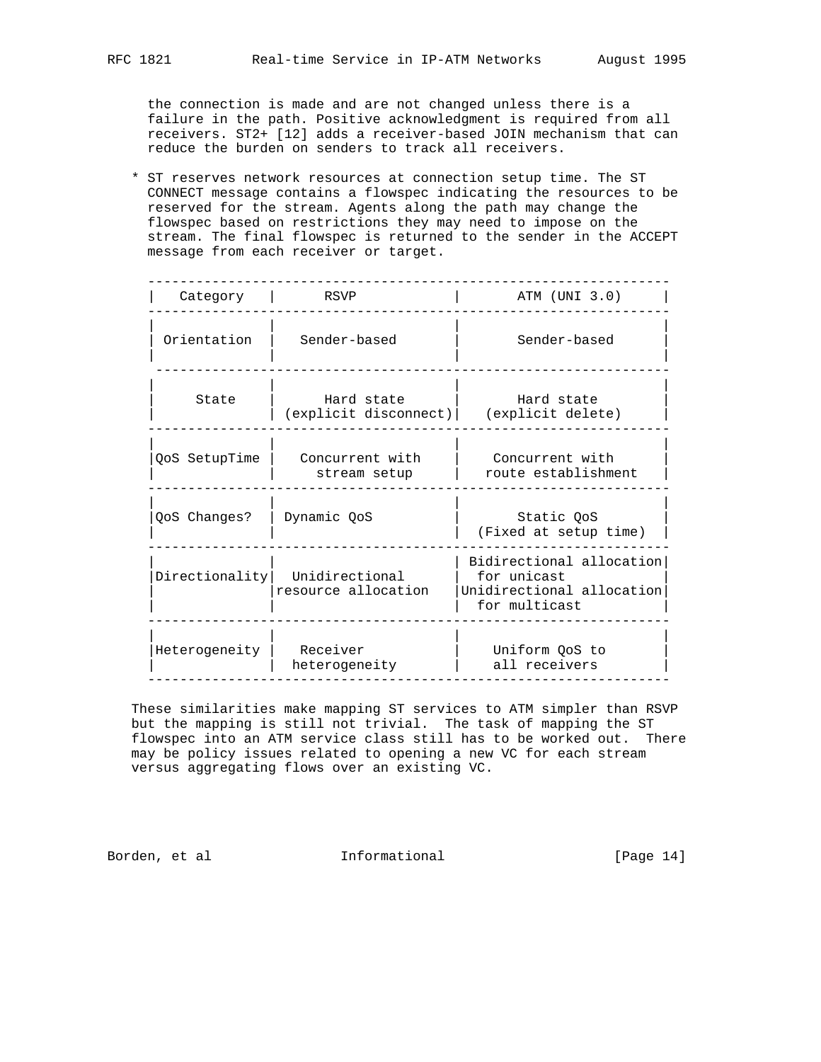the connection is made and are not changed unless there is a failure in the path. Positive acknowledgment is required from all receivers. ST2+ [12] adds a receiver-based JOIN mechanism that can reduce the burden on senders to track all receivers.

* ST reserves network resources at connection setup time. The ST CONNECT message contains a flowspec indicating the resources to be reserved for the stream. Agents along the path may change the flowspec based on restrictions they may need to impose on the stream. The final flowspec is returned to the sender in the ACCEPT message from each receiver or target.

| Category | RSVP | ATM (UNI 3.0) |
|---|---|---|
| Orientation | Sender-based | Sender-based |
| State | Hard state (explicit disconnect) | Hard state (explicit delete) |
| QoS SetupTime | Concurrent with stream setup | Concurrent with route establishment |
| QoS Changes? | Dynamic QoS | Static QoS (Fixed at setup time) |
| Directionality | Unidirectional resource allocation | Bidirectional allocation for unicast Unidirectional allocation for multicast |
| Heterogeneity | Receiver heterogeneity | Uniform QoS to all receivers |

These similarities make mapping ST services to ATM simpler than RSVP but the mapping is still not trivial. The task of mapping the ST flowspec into an ATM service class still has to be worked out. There may be policy issues related to opening a new VC for each stream versus aggregating flows over an existing VC.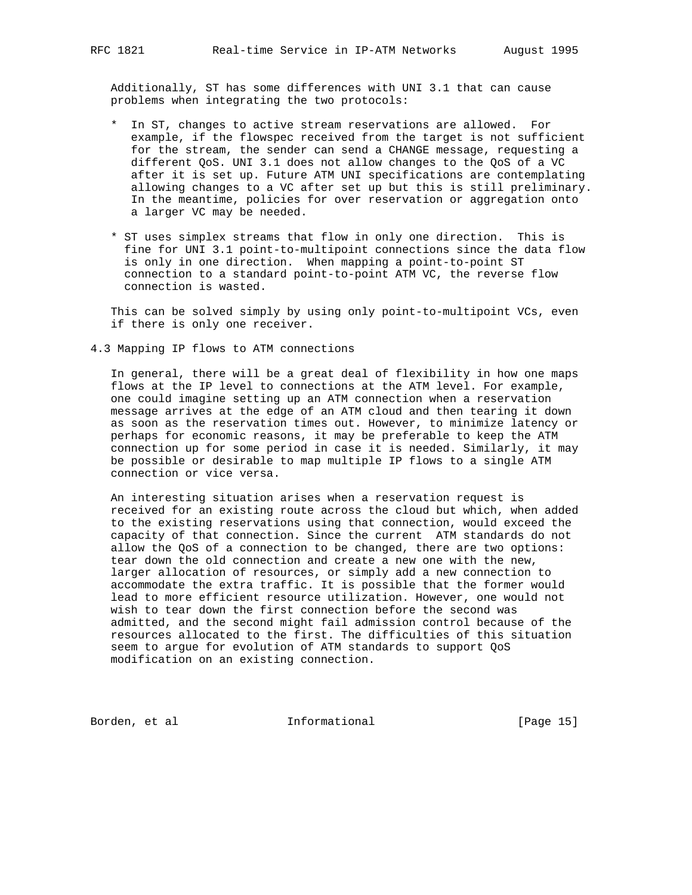Additionally, ST has some differences with UNI 3.1 that can cause problems when integrating the two protocols:

* In ST, changes to active stream reservations are allowed. For example, if the flowspec received from the target is not sufficient for the stream, the sender can send a CHANGE message, requesting a different QoS. UNI 3.1 does not allow changes to the QoS of a VC after it is set up. Future ATM UNI specifications are contemplating allowing changes to a VC after set up but this is still preliminary. In the meantime, policies for over reservation or aggregation onto a larger VC may be needed.

* ST uses simplex streams that flow in only one direction. This is fine for UNI 3.1 point-to-multipoint connections since the data flow is only in one direction. When mapping a point-to-point ST connection to a standard point-to-point ATM VC, the reverse flow connection is wasted.

This can be solved simply by using only point-to-multipoint VCs, even if there is only one receiver.

## 4.3 Mapping IP flows to ATM connections

In general, there will be a great deal of flexibility in how one maps flows at the IP level to connections at the ATM level. For example, one could imagine setting up an ATM connection when a reservation message arrives at the edge of an ATM cloud and then tearing it down as soon as the reservation times out. However, to minimize latency or perhaps for economic reasons, it may be preferable to keep the ATM connection up for some period in case it is needed. Similarly, it may be possible or desirable to map multiple IP flows to a single ATM connection or vice versa.

An interesting situation arises when a reservation request is received for an existing route across the cloud but which, when added to the existing reservations using that connection, would exceed the capacity of that connection. Since the current ATM standards do not allow the QoS of a connection to be changed, there are two options: tear down the old connection and create a new one with the new, larger allocation of resources, or simply add a new connection to accommodate the extra traffic. It is possible that the former would lead to more efficient resource utilization. However, one would not wish to tear down the first connection before the second was admitted, and the second might fail admission control because of the resources allocated to the first. The difficulties of this situation seem to argue for evolution of ATM standards to support QoS modification on an existing connection.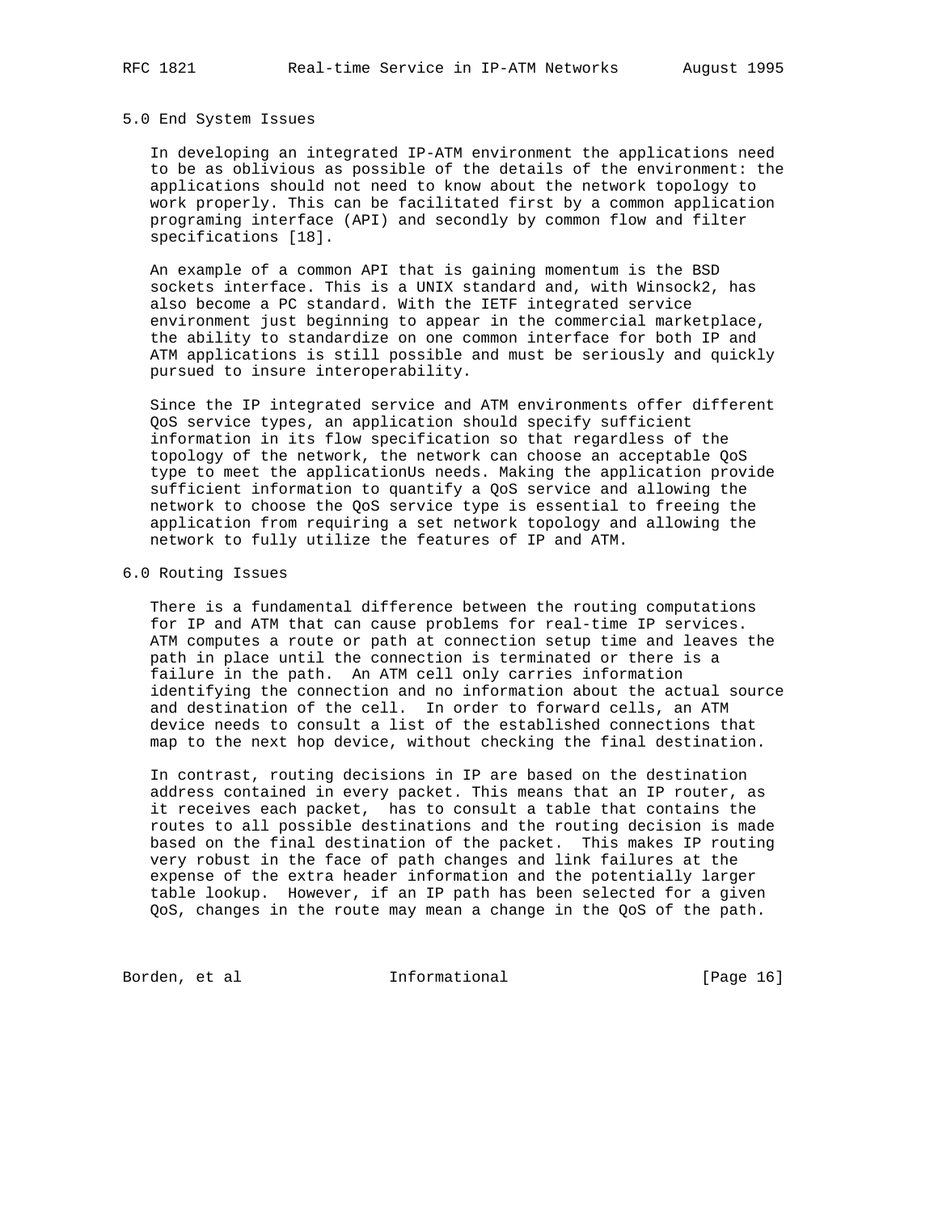## 5.0 End System Issues

In developing an integrated IP-ATM environment the applications need to be as oblivious as possible of the details of the environment: the applications should not need to know about the network topology to work properly. This can be facilitated first by a common application programing interface (API) and secondly by common flow and filter specifications [18].

An example of a common API that is gaining momentum is the BSD sockets interface. This is a UNIX standard and, with Winsock2, has also become a PC standard. With the IETF integrated service environment just beginning to appear in the commercial marketplace, the ability to standardize on one common interface for both IP and ATM applications is still possible and must be seriously and quickly pursued to insure interoperability.

Since the IP integrated service and ATM environments offer different QoS service types, an application should specify sufficient information in its flow specification so that regardless of the topology of the network, the network can choose an acceptable QoS type to meet the applicationUs needs. Making the application provide sufficient information to quantify a QoS service and allowing the network to choose the QoS service type is essential to freeing the application from requiring a set network topology and allowing the network to fully utilize the features of IP and ATM.

## 6.0 Routing Issues

There is a fundamental difference between the routing computations for IP and ATM that can cause problems for real-time IP services. ATM computes a route or path at connection setup time and leaves the path in place until the connection is terminated or there is a failure in the path. An ATM cell only carries information identifying the connection and no information about the actual source and destination of the cell. In order to forward cells, an ATM device needs to consult a list of the established connections that map to the next hop device, without checking the final destination.

In contrast, routing decisions in IP are based on the destination address contained in every packet. This means that an IP router, as it receives each packet, has to consult a table that contains the routes to all possible destinations and the routing decision is made based on the final destination of the packet. This makes IP routing very robust in the face of path changes and link failures at the expense of the extra header information and the potentially larger table lookup. However, if an IP path has been selected for a given QoS, changes in the route may mean a change in the QoS of the path.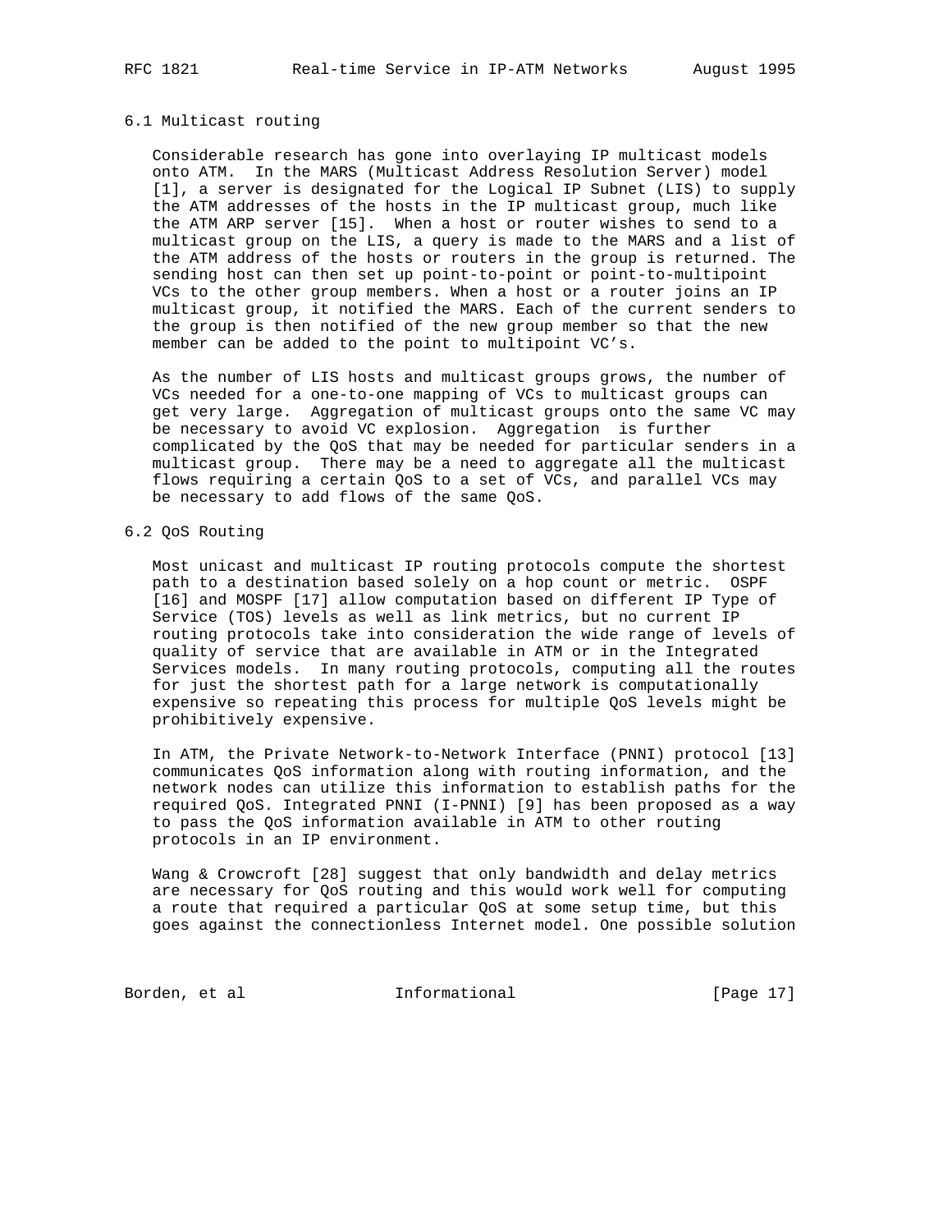### 6.1 Multicast routing

Considerable research has gone into overlaying IP multicast models onto ATM. In the MARS (Multicast Address Resolution Server) model [1], a server is designated for the Logical IP Subnet (LIS) to supply the ATM addresses of the hosts in the IP multicast group, much like the ATM ARP server [15]. When a host or router wishes to send to a multicast group on the LIS, a query is made to the MARS and a list of the ATM address of the hosts or routers in the group is returned. The sending host can then set up point-to-point or point-to-multipoint VCs to the other group members. When a host or a router joins an IP multicast group, it notified the MARS. Each of the current senders to the group is then notified of the new group member so that the new member can be added to the point to multipoint VC's.

As the number of LIS hosts and multicast groups grows, the number of VCs needed for a one-to-one mapping of VCs to multicast groups can get very large. Aggregation of multicast groups onto the same VC may be necessary to avoid VC explosion. Aggregation is further complicated by the QoS that may be needed for particular senders in a multicast group. There may be a need to aggregate all the multicast flows requiring a certain QoS to a set of VCs, and parallel VCs may be necessary to add flows of the same QoS.

### 6.2 QoS Routing

Most unicast and multicast IP routing protocols compute the shortest path to a destination based solely on a hop count or metric. OSPF [16] and MOSPF [17] allow computation based on different IP Type of Service (TOS) levels as well as link metrics, but no current IP routing protocols take into consideration the wide range of levels of quality of service that are available in ATM or in the Integrated Services models. In many routing protocols, computing all the routes for just the shortest path for a large network is computationally expensive so repeating this process for multiple QoS levels might be prohibitively expensive.

In ATM, the Private Network-to-Network Interface (PNNI) protocol [13] communicates QoS information along with routing information, and the network nodes can utilize this information to establish paths for the required QoS. Integrated PNNI (I-PNNI) [9] has been proposed as a way to pass the QoS information available in ATM to other routing protocols in an IP environment.

Wang & Crowcroft [28] suggest that only bandwidth and delay metrics are necessary for QoS routing and this would work well for computing a route that required a particular QoS at some setup time, but this goes against the connectionless Internet model. One possible solution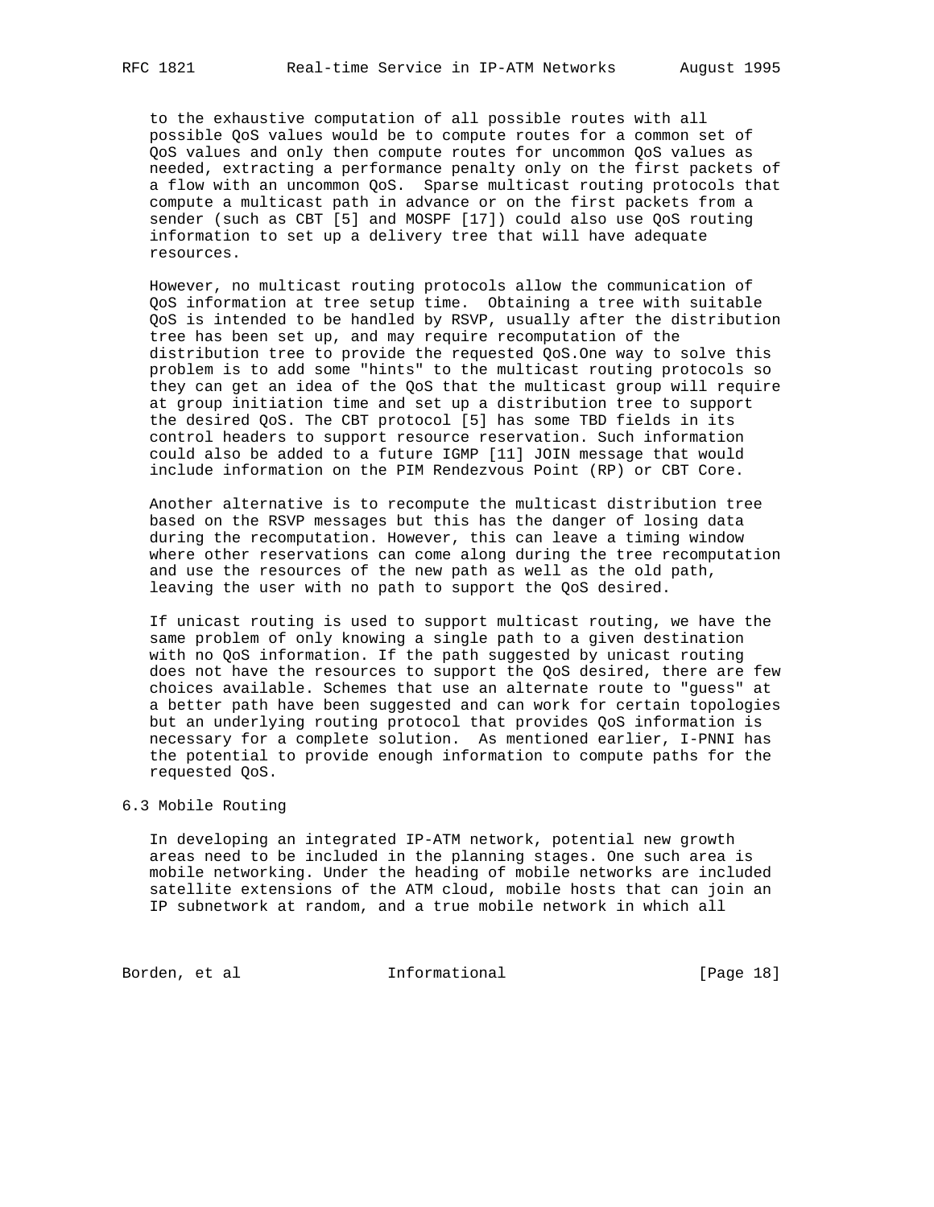to the exhaustive computation of all possible routes with all possible QoS values would be to compute routes for a common set of QoS values and only then compute routes for uncommon QoS values as needed, extracting a performance penalty only on the first packets of a flow with an uncommon QoS. Sparse multicast routing protocols that compute a multicast path in advance or on the first packets from a sender (such as CBT [5] and MOSPF [17]) could also use QoS routing information to set up a delivery tree that will have adequate resources.

However, no multicast routing protocols allow the communication of QoS information at tree setup time. Obtaining a tree with suitable QoS is intended to be handled by RSVP, usually after the distribution tree has been set up, and may require recomputation of the distribution tree to provide the requested QoS.One way to solve this problem is to add some "hints" to the multicast routing protocols so they can get an idea of the QoS that the multicast group will require at group initiation time and set up a distribution tree to support the desired QoS. The CBT protocol [5] has some TBD fields in its control headers to support resource reservation. Such information could also be added to a future IGMP [11] JOIN message that would include information on the PIM Rendezvous Point (RP) or CBT Core.

Another alternative is to recompute the multicast distribution tree based on the RSVP messages but this has the danger of losing data during the recomputation. However, this can leave a timing window where other reservations can come along during the tree recomputation and use the resources of the new path as well as the old path, leaving the user with no path to support the QoS desired.

If unicast routing is used to support multicast routing, we have the same problem of only knowing a single path to a given destination with no QoS information. If the path suggested by unicast routing does not have the resources to support the QoS desired, there are few choices available. Schemes that use an alternate route to "guess" at a better path have been suggested and can work for certain topologies but an underlying routing protocol that provides QoS information is necessary for a complete solution. As mentioned earlier, I-PNNI has the potential to provide enough information to compute paths for the requested QoS.

### 6.3 Mobile Routing

In developing an integrated IP-ATM network, potential new growth areas need to be included in the planning stages. One such area is mobile networking. Under the heading of mobile networks are included satellite extensions of the ATM cloud, mobile hosts that can join an IP subnetwork at random, and a true mobile network in which all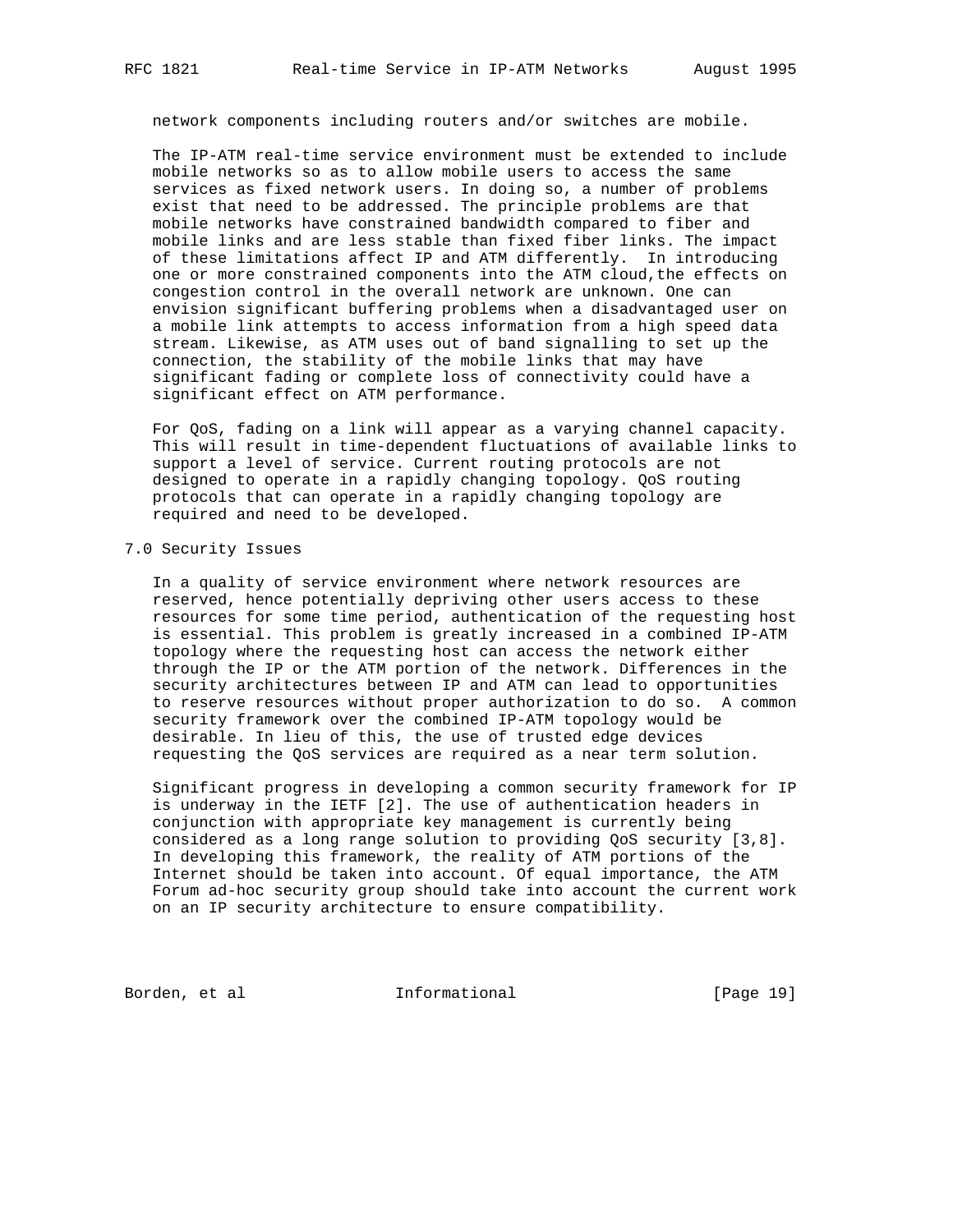network components including routers and/or switches are mobile.

The IP-ATM real-time service environment must be extended to include mobile networks so as to allow mobile users to access the same services as fixed network users. In doing so, a number of problems exist that need to be addressed. The principle problems are that mobile networks have constrained bandwidth compared to fiber and mobile links and are less stable than fixed fiber links. The impact of these limitations affect IP and ATM differently. In introducing one or more constrained components into the ATM cloud,the effects on congestion control in the overall network are unknown. One can envision significant buffering problems when a disadvantaged user on a mobile link attempts to access information from a high speed data stream. Likewise, as ATM uses out of band signalling to set up the connection, the stability of the mobile links that may have significant fading or complete loss of connectivity could have a significant effect on ATM performance.

For QoS, fading on a link will appear as a varying channel capacity. This will result in time-dependent fluctuations of available links to support a level of service. Current routing protocols are not designed to operate in a rapidly changing topology. QoS routing protocols that can operate in a rapidly changing topology are required and need to be developed.

## 7.0 Security Issues

In a quality of service environment where network resources are reserved, hence potentially depriving other users access to these resources for some time period, authentication of the requesting host is essential. This problem is greatly increased in a combined IP-ATM topology where the requesting host can access the network either through the IP or the ATM portion of the network. Differences in the security architectures between IP and ATM can lead to opportunities to reserve resources without proper authorization to do so. A common security framework over the combined IP-ATM topology would be desirable. In lieu of this, the use of trusted edge devices requesting the QoS services are required as a near term solution.

Significant progress in developing a common security framework for IP is underway in the IETF [2]. The use of authentication headers in conjunction with appropriate key management is currently being considered as a long range solution to providing QoS security [3,8]. In developing this framework, the reality of ATM portions of the Internet should be taken into account. Of equal importance, the ATM Forum ad-hoc security group should take into account the current work on an IP security architecture to ensure compatibility.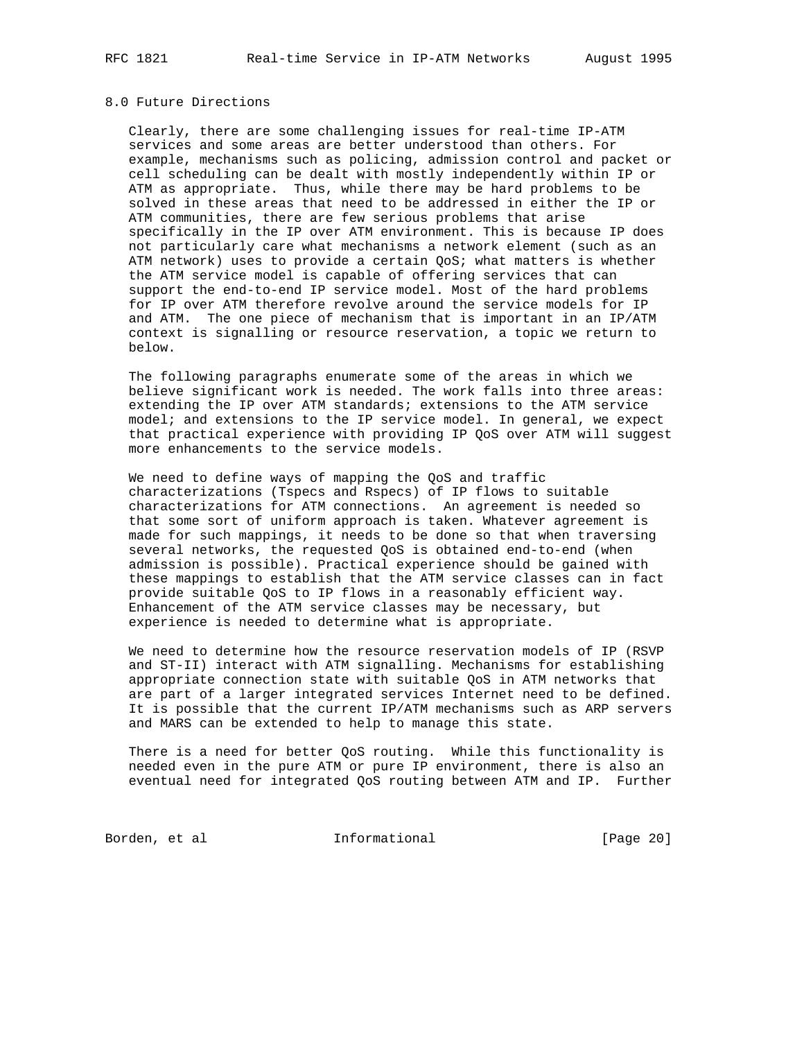## 8.0 Future Directions

Clearly, there are some challenging issues for real-time IP-ATM services and some areas are better understood than others. For example, mechanisms such as policing, admission control and packet or cell scheduling can be dealt with mostly independently within IP or ATM as appropriate. Thus, while there may be hard problems to be solved in these areas that need to be addressed in either the IP or ATM communities, there are few serious problems that arise specifically in the IP over ATM environment. This is because IP does not particularly care what mechanisms a network element (such as an ATM network) uses to provide a certain QoS; what matters is whether the ATM service model is capable of offering services that can support the end-to-end IP service model. Most of the hard problems for IP over ATM therefore revolve around the service models for IP and ATM. The one piece of mechanism that is important in an IP/ATM context is signalling or resource reservation, a topic we return to below.

The following paragraphs enumerate some of the areas in which we believe significant work is needed. The work falls into three areas: extending the IP over ATM standards; extensions to the ATM service model; and extensions to the IP service model. In general, we expect that practical experience with providing IP QoS over ATM will suggest more enhancements to the service models.

We need to define ways of mapping the QoS and traffic characterizations (Tspecs and Rspecs) of IP flows to suitable characterizations for ATM connections. An agreement is needed so that some sort of uniform approach is taken. Whatever agreement is made for such mappings, it needs to be done so that when traversing several networks, the requested QoS is obtained end-to-end (when admission is possible). Practical experience should be gained with these mappings to establish that the ATM service classes can in fact provide suitable QoS to IP flows in a reasonably efficient way. Enhancement of the ATM service classes may be necessary, but experience is needed to determine what is appropriate.

We need to determine how the resource reservation models of IP (RSVP and ST-II) interact with ATM signalling. Mechanisms for establishing appropriate connection state with suitable QoS in ATM networks that are part of a larger integrated services Internet need to be defined. It is possible that the current IP/ATM mechanisms such as ARP servers and MARS can be extended to help to manage this state.

There is a need for better QoS routing. While this functionality is needed even in the pure ATM or pure IP environment, there is also an eventual need for integrated QoS routing between ATM and IP. Further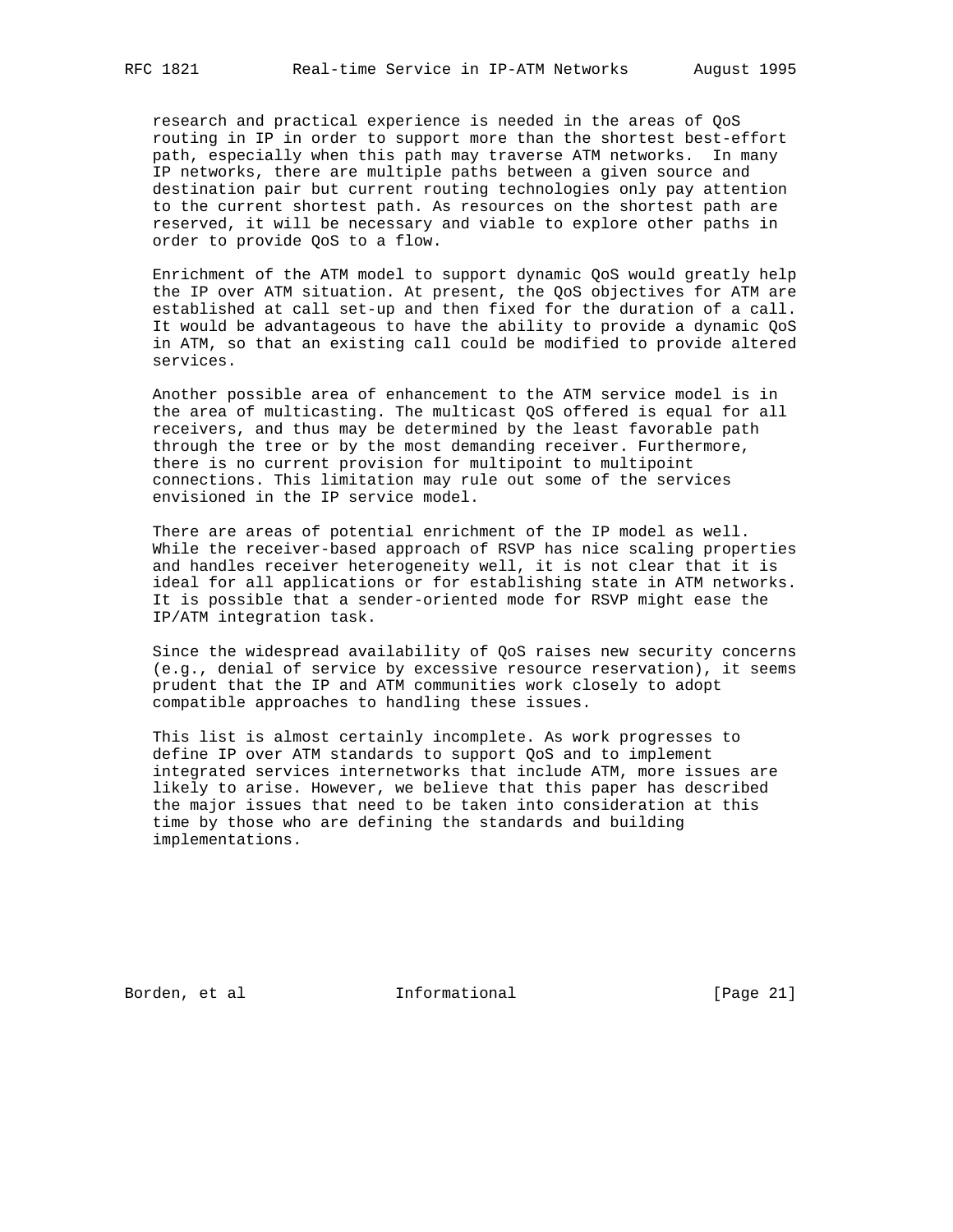research and practical experience is needed in the areas of QoS routing in IP in order to support more than the shortest best-effort path, especially when this path may traverse ATM networks. In many IP networks, there are multiple paths between a given source and destination pair but current routing technologies only pay attention to the current shortest path. As resources on the shortest path are reserved, it will be necessary and viable to explore other paths in order to provide QoS to a flow.

Enrichment of the ATM model to support dynamic QoS would greatly help the IP over ATM situation. At present, the QoS objectives for ATM are established at call set-up and then fixed for the duration of a call. It would be advantageous to have the ability to provide a dynamic QoS in ATM, so that an existing call could be modified to provide altered services.

Another possible area of enhancement to the ATM service model is in the area of multicasting. The multicast QoS offered is equal for all receivers, and thus may be determined by the least favorable path through the tree or by the most demanding receiver. Furthermore, there is no current provision for multipoint to multipoint connections. This limitation may rule out some of the services envisioned in the IP service model.

There are areas of potential enrichment of the IP model as well. While the receiver-based approach of RSVP has nice scaling properties and handles receiver heterogeneity well, it is not clear that it is ideal for all applications or for establishing state in ATM networks. It is possible that a sender-oriented mode for RSVP might ease the IP/ATM integration task.

Since the widespread availability of QoS raises new security concerns (e.g., denial of service by excessive resource reservation), it seems prudent that the IP and ATM communities work closely to adopt compatible approaches to handling these issues.

This list is almost certainly incomplete. As work progresses to define IP over ATM standards to support QoS and to implement integrated services internetworks that include ATM, more issues are likely to arise. However, we believe that this paper has described the major issues that need to be taken into consideration at this time by those who are defining the standards and building implementations.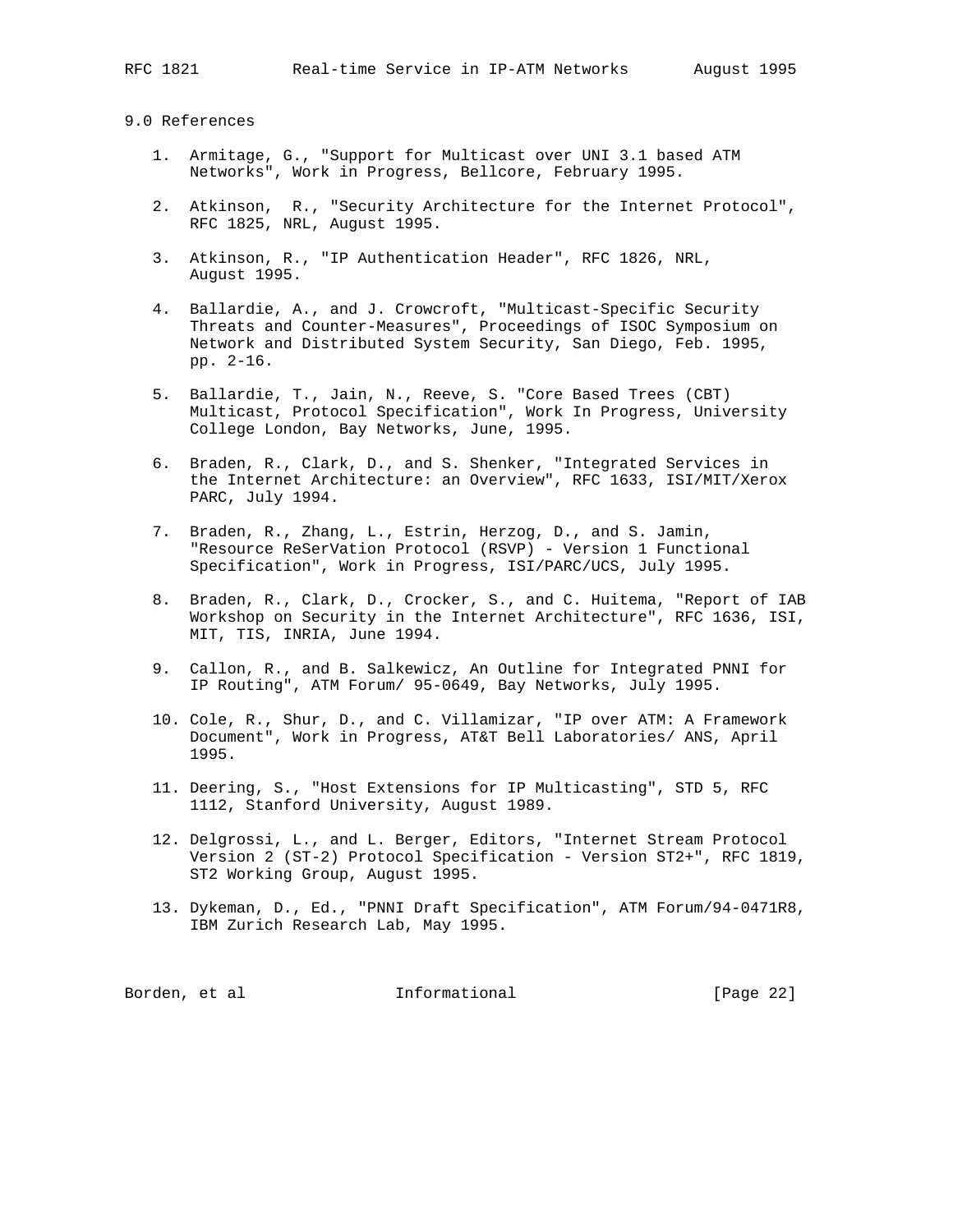## 9.0 References

1. Armitage, G., "Support for Multicast over UNI 3.1 based ATM Networks", Work in Progress, Bellcore, February 1995.

2. Atkinson, R., "Security Architecture for the Internet Protocol", RFC 1825, NRL, August 1995.

3. Atkinson, R., "IP Authentication Header", RFC 1826, NRL, August 1995.

4. Ballardie, A., and J. Crowcroft, "Multicast-Specific Security Threats and Counter-Measures", Proceedings of ISOC Symposium on Network and Distributed System Security, San Diego, Feb. 1995, pp. 2-16.

5. Ballardie, T., Jain, N., Reeve, S. "Core Based Trees (CBT) Multicast, Protocol Specification", Work In Progress, University College London, Bay Networks, June, 1995.

6. Braden, R., Clark, D., and S. Shenker, "Integrated Services in the Internet Architecture: an Overview", RFC 1633, ISI/MIT/Xerox PARC, July 1994.

7. Braden, R., Zhang, L., Estrin, Herzog, D., and S. Jamin, "Resource ReSerVation Protocol (RSVP) - Version 1 Functional Specification", Work in Progress, ISI/PARC/UCS, July 1995.

8. Braden, R., Clark, D., Crocker, S., and C. Huitema, "Report of IAB Workshop on Security in the Internet Architecture", RFC 1636, ISI, MIT, TIS, INRIA, June 1994.

9. Callon, R., and B. Salkewicz, An Outline for Integrated PNNI for IP Routing", ATM Forum/ 95-0649, Bay Networks, July 1995.

10. Cole, R., Shur, D., and C. Villamizar, "IP over ATM: A Framework Document", Work in Progress, AT&T Bell Laboratories/ ANS, April 1995.

11. Deering, S., "Host Extensions for IP Multicasting", STD 5, RFC 1112, Stanford University, August 1989.

12. Delgrossi, L., and L. Berger, Editors, "Internet Stream Protocol Version 2 (ST-2) Protocol Specification - Version ST2+", RFC 1819, ST2 Working Group, August 1995.

13. Dykeman, D., Ed., "PNNI Draft Specification", ATM Forum/94-0471R8, IBM Zurich Research Lab, May 1995.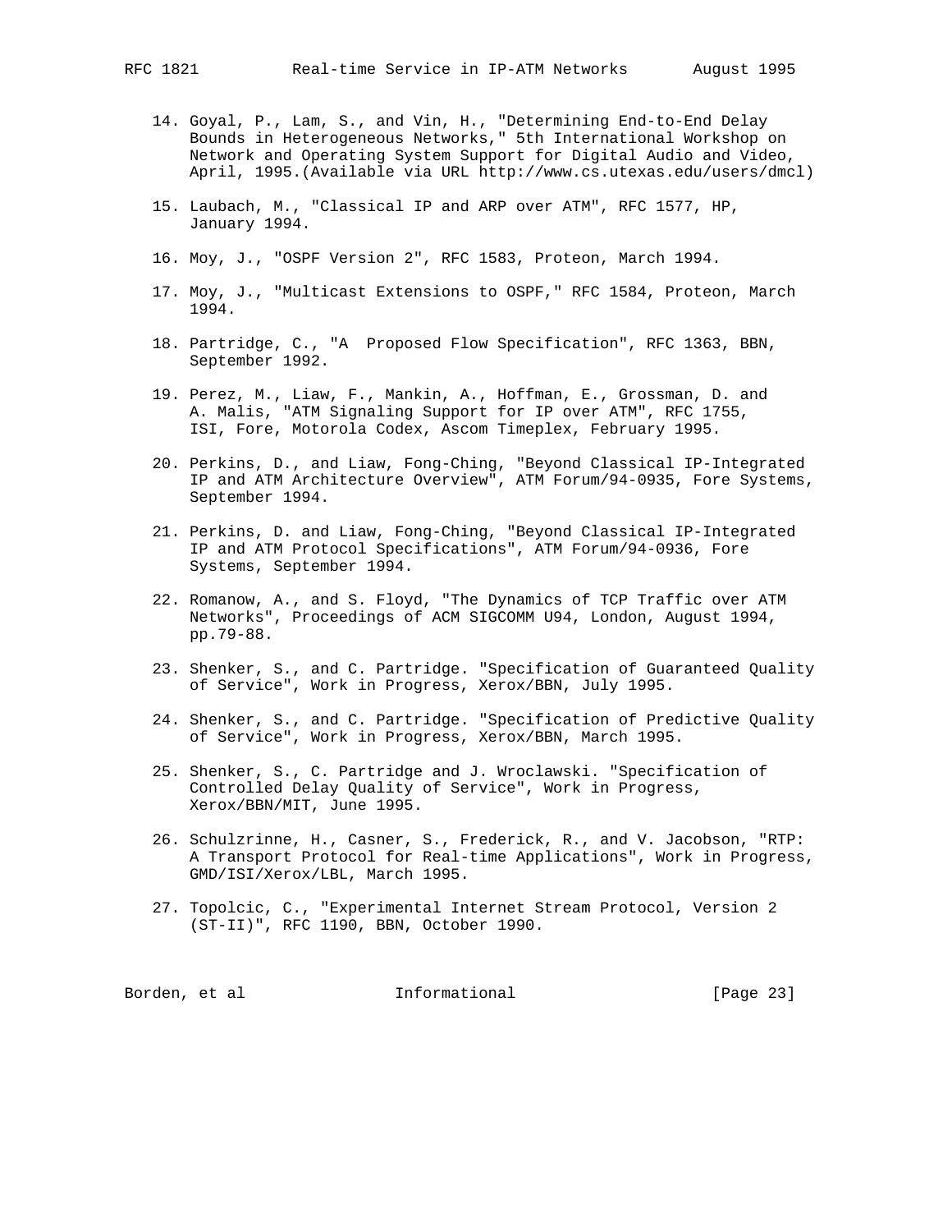14. Goyal, P., Lam, S., and Vin, H., "Determining End-to-End Delay Bounds in Heterogeneous Networks," 5th International Workshop on Network and Operating System Support for Digital Audio and Video, April, 1995.(Available via URL http://www.cs.utexas.edu/users/dmcl)

15. Laubach, M., "Classical IP and ARP over ATM", RFC 1577, HP, January 1994.

16. Moy, J., "OSPF Version 2", RFC 1583, Proteon, March 1994.

17. Moy, J., "Multicast Extensions to OSPF," RFC 1584, Proteon, March 1994.

18. Partridge, C., "A  Proposed Flow Specification", RFC 1363, BBN, September 1992.

19. Perez, M., Liaw, F., Mankin, A., Hoffman, E., Grossman, D. and A. Malis, "ATM Signaling Support for IP over ATM", RFC 1755, ISI, Fore, Motorola Codex, Ascom Timeplex, February 1995.

20. Perkins, D., and Liaw, Fong-Ching, "Beyond Classical IP-Integrated IP and ATM Architecture Overview", ATM Forum/94-0935, Fore Systems, September 1994.

21. Perkins, D. and Liaw, Fong-Ching, "Beyond Classical IP-Integrated IP and ATM Protocol Specifications", ATM Forum/94-0936, Fore Systems, September 1994.

22. Romanow, A., and S. Floyd, "The Dynamics of TCP Traffic over ATM Networks", Proceedings of ACM SIGCOMM U94, London, August 1994, pp.79-88.

23. Shenker, S., and C. Partridge. "Specification of Guaranteed Quality of Service", Work in Progress, Xerox/BBN, July 1995.

24. Shenker, S., and C. Partridge. "Specification of Predictive Quality of Service", Work in Progress, Xerox/BBN, March 1995.

25. Shenker, S., C. Partridge and J. Wroclawski. "Specification of Controlled Delay Quality of Service", Work in Progress, Xerox/BBN/MIT, June 1995.

26. Schulzrinne, H., Casner, S., Frederick, R., and V. Jacobson, "RTP: A Transport Protocol for Real-time Applications", Work in Progress, GMD/ISI/Xerox/LBL, March 1995.

27. Topolcic, C., "Experimental Internet Stream Protocol, Version 2 (ST-II)", RFC 1190, BBN, October 1990.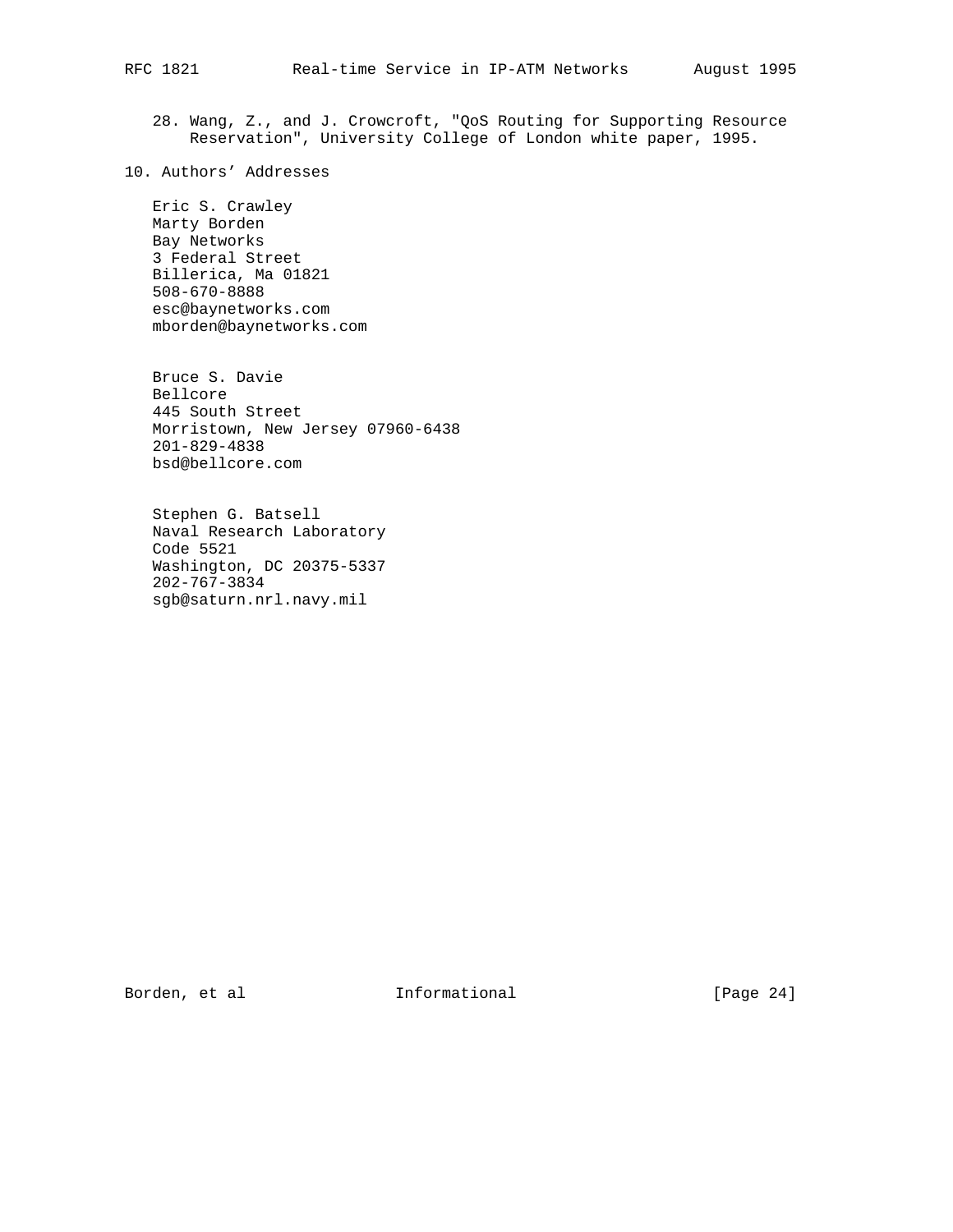28. Wang, Z., and J. Crowcroft, "QoS Routing for Supporting Resource Reservation", University College of London white paper, 1995.

## 10. Authors' Addresses

Eric S. Crawley
Marty Borden
Bay Networks
3 Federal Street
Billerica, Ma 01821
508-670-8888
esc@baynetworks.com
mborden@baynetworks.com

Bruce S. Davie
Bellcore
445 South Street
Morristown, New Jersey 07960-6438
201-829-4838
bsd@bellcore.com

Stephen G. Batsell
Naval Research Laboratory
Code 5521
Washington, DC 20375-5337
202-767-3834
sgb@saturn.nrl.navy.mil